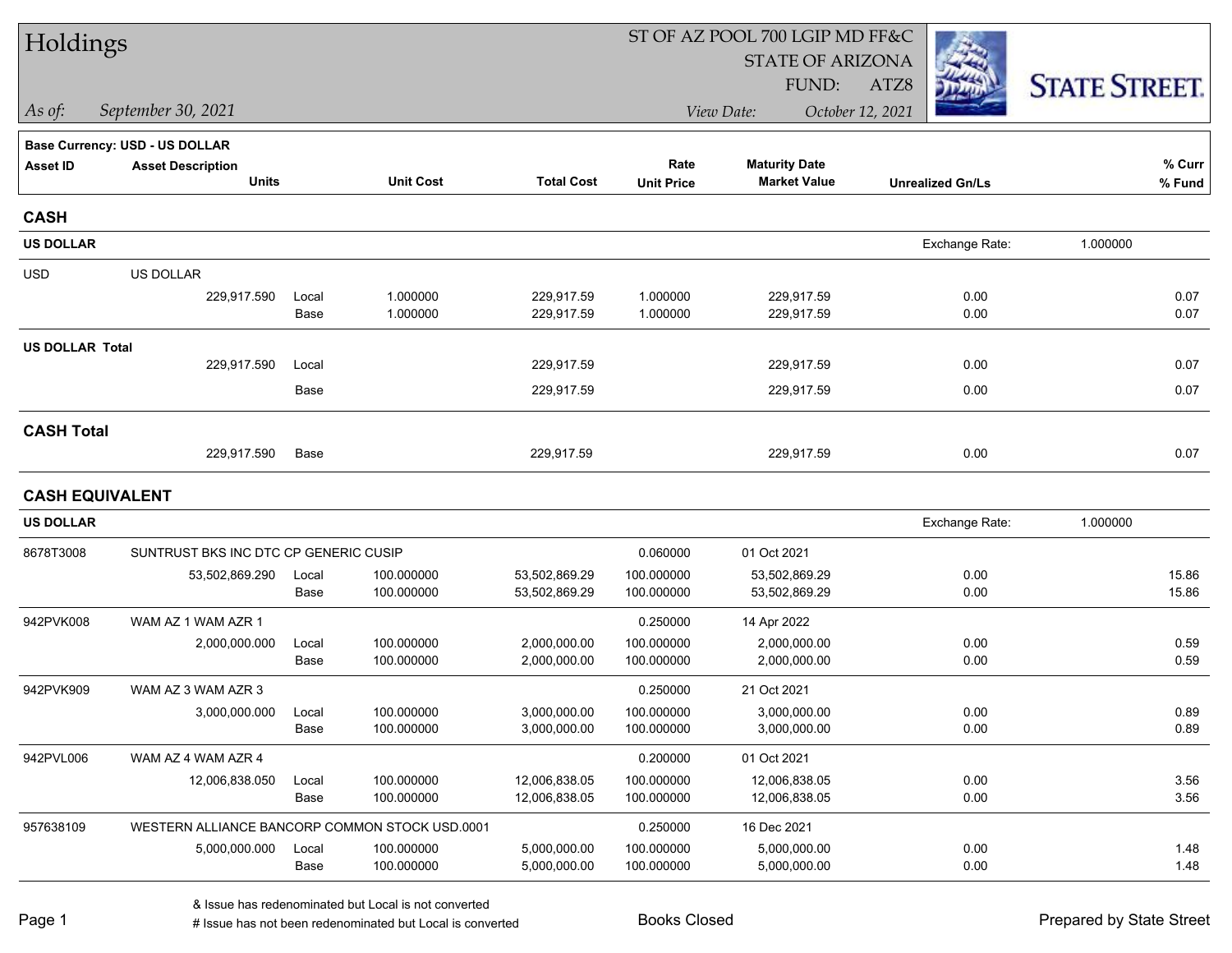# Holdings

ST OF AZ POOL 700 LGIP MD FF&C
STATE OF ARIZONA
FUND: ATZ8

*As of:* *September 30, 2021*

*View Date:* *October 12, 2021*

STATE STREET.

**Base Currency: USD - US DOLLAR**

| Asset ID | Asset Description / Units | | Unit Cost | Total Cost | Rate / Unit Price | Maturity Date / Market Value | Unrealized Gn/Ls | % Curr / % Fund |
|---|---|---|---|---|---|---|---|---|
| **CASH** | | | | | | | | |
| **US DOLLAR** | | | | | | | Exchange Rate: 1.000000 | |
| USD | US DOLLAR | | | | | | | |
| | 229,917.590 | Local | 1.000000 | 229,917.59 | 1.000000 | 229,917.59 | 0.00 | 0.07 |
| | | Base | 1.000000 | 229,917.59 | 1.000000 | 229,917.59 | 0.00 | 0.07 |
| **US DOLLAR Total** | 229,917.590 | Local | | 229,917.59 | | 229,917.59 | 0.00 | 0.07 |
| | | Base | | 229,917.59 | | 229,917.59 | 0.00 | 0.07 |
| **CASH Total** | 229,917.590 | Base | | 229,917.59 | | 229,917.59 | 0.00 | 0.07 |
| **CASH EQUIVALENT** | | | | | | | | |
| **US DOLLAR** | | | | | | | Exchange Rate: 1.000000 | |
| 8678T3008 | SUNTRUST BKS INC DTC CP GENERIC CUSIP | | | | 0.060000 | 01 Oct 2021 | | |
| | 53,502,869.290 | Local | 100.000000 | 53,502,869.29 | 100.000000 | 53,502,869.29 | 0.00 | 15.86 |
| | | Base | 100.000000 | 53,502,869.29 | 100.000000 | 53,502,869.29 | 0.00 | 15.86 |
| 942PVK008 | WAM AZ 1 WAM AZR 1 | | | | 0.250000 | 14 Apr 2022 | | |
| | 2,000,000.000 | Local | 100.000000 | 2,000,000.00 | 100.000000 | 2,000,000.00 | 0.00 | 0.59 |
| | | Base | 100.000000 | 2,000,000.00 | 100.000000 | 2,000,000.00 | 0.00 | 0.59 |
| 942PVK909 | WAM AZ 3 WAM AZR 3 | | | | 0.250000 | 21 Oct 2021 | | |
| | 3,000,000.000 | Local | 100.000000 | 3,000,000.00 | 100.000000 | 3,000,000.00 | 0.00 | 0.89 |
| | | Base | 100.000000 | 3,000,000.00 | 100.000000 | 3,000,000.00 | 0.00 | 0.89 |
| 942PVL006 | WAM AZ 4 WAM AZR 4 | | | | 0.200000 | 01 Oct 2021 | | |
| | 12,006,838.050 | Local | 100.000000 | 12,006,838.05 | 100.000000 | 12,006,838.05 | 0.00 | 3.56 |
| | | Base | 100.000000 | 12,006,838.05 | 100.000000 | 12,006,838.05 | 0.00 | 3.56 |
| 957638109 | WESTERN ALLIANCE BANCORP COMMON STOCK USD.0001 | | | | 0.250000 | 16 Dec 2021 | | |
| | 5,000,000.000 | Local | 100.000000 | 5,000,000.00 | 100.000000 | 5,000,000.00 | 0.00 | 1.48 |
| | | Base | 100.000000 | 5,000,000.00 | 100.000000 | 5,000,000.00 | 0.00 | 1.48 |

& Issue has redenominated but Local is not converted
# Issue has not been redenominated but Local is converted

Books Closed

Prepared by State Street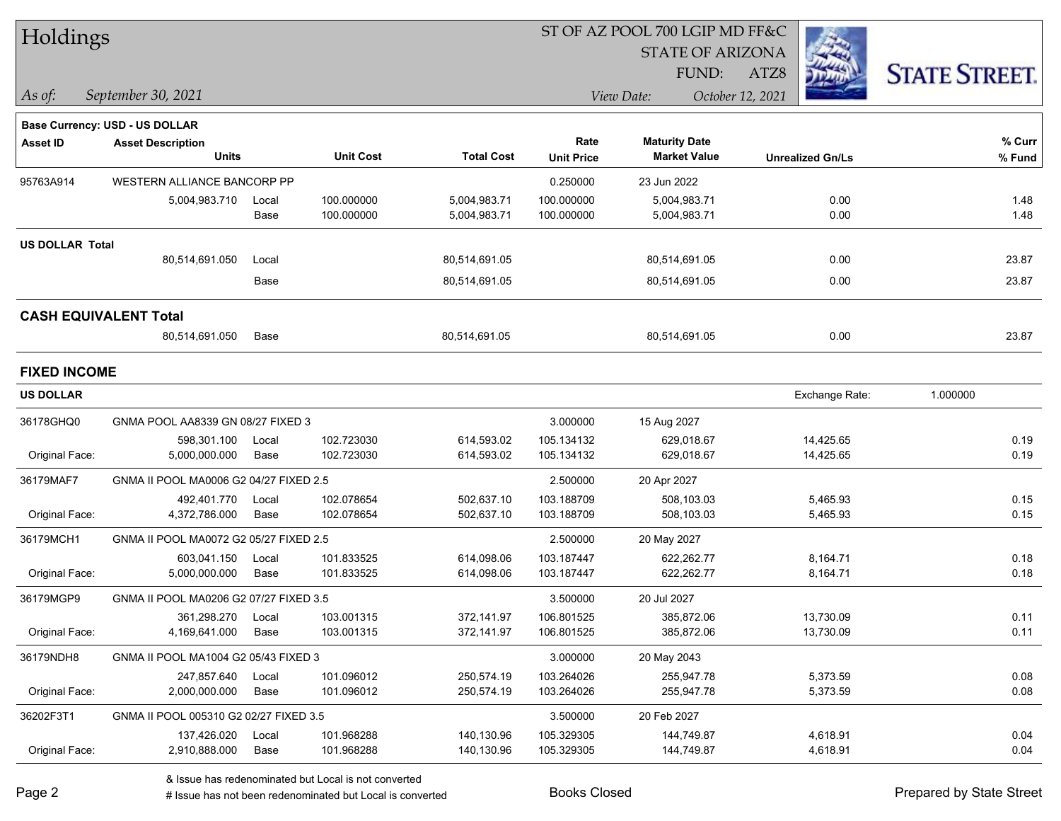# Holdings

ST OF AZ POOL 700 LGIP MD FF&C
STATE OF ARIZONA
FUND: ATZ8

*As of:* *September 30, 2021*

*View Date:* *October 12, 2021*

**Base Currency: USD - US DOLLAR**

| Asset ID | Asset Description / Units | | Unit Cost | Total Cost | Rate / Unit Price | Maturity Date / Market Value | Unrealized Gn/Ls | % Curr / % Fund |
|---|---|---|---|---|---|---|---|---|
| 95763A914 | WESTERN ALLIANCE BANCORP PP | | | | 0.250000 | 23 Jun 2022 | | |
| | 5,004,983.710 | Local | 100.000000 | 5,004,983.71 | 100.000000 | 5,004,983.71 | 0.00 | 1.48 |
| | | Base | 100.000000 | 5,004,983.71 | 100.000000 | 5,004,983.71 | 0.00 | 1.48 |
| **US DOLLAR Total** | | | | | | | | |
| | 80,514,691.050 | Local | | 80,514,691.05 | | 80,514,691.05 | 0.00 | 23.87 |
| | | Base | | 80,514,691.05 | | 80,514,691.05 | 0.00 | 23.87 |

## CASH EQUIVALENT Total

| | Units | | | Total Cost | | Market Value | Unrealized Gn/Ls | % Fund |
|---|---|---|---|---|---|---|---|---|
| | 80,514,691.050 | Base | | 80,514,691.05 | | 80,514,691.05 | 0.00 | 23.87 |

## FIXED INCOME

**US DOLLAR** — Exchange Rate: 1.000000

| Asset ID | Asset Description / Units | | Unit Cost | Total Cost | Rate / Unit Price | Maturity Date / Market Value | Unrealized Gn/Ls | % Curr / % Fund |
|---|---|---|---|---|---|---|---|---|
| 36178GHQ0 | GNMA POOL AA8339 GN 08/27 FIXED 3 | | | | 3.000000 | 15 Aug 2027 | | |
| | 598,301.100 | Local | 102.723030 | 614,593.02 | 105.134132 | 629,018.67 | 14,425.65 | 0.19 |
| Original Face: | 5,000,000.000 | Base | 102.723030 | 614,593.02 | 105.134132 | 629,018.67 | 14,425.65 | 0.19 |
| 36179MAF7 | GNMA II POOL MA0006 G2 04/27 FIXED 2.5 | | | | 2.500000 | 20 Apr 2027 | | |
| | 492,401.770 | Local | 102.078654 | 502,637.10 | 103.188709 | 508,103.03 | 5,465.93 | 0.15 |
| Original Face: | 4,372,786.000 | Base | 102.078654 | 502,637.10 | 103.188709 | 508,103.03 | 5,465.93 | 0.15 |
| 36179MCH1 | GNMA II POOL MA0072 G2 05/27 FIXED 2.5 | | | | 2.500000 | 20 May 2027 | | |
| | 603,041.150 | Local | 101.833525 | 614,098.06 | 103.187447 | 622,262.77 | 8,164.71 | 0.18 |
| Original Face: | 5,000,000.000 | Base | 101.833525 | 614,098.06 | 103.187447 | 622,262.77 | 8,164.71 | 0.18 |
| 36179MGP9 | GNMA II POOL MA0206 G2 07/27 FIXED 3.5 | | | | 3.500000 | 20 Jul 2027 | | |
| | 361,298.270 | Local | 103.001315 | 372,141.97 | 106.801525 | 385,872.06 | 13,730.09 | 0.11 |
| Original Face: | 4,169,641.000 | Base | 103.001315 | 372,141.97 | 106.801525 | 385,872.06 | 13,730.09 | 0.11 |
| 36179NDH8 | GNMA II POOL MA1004 G2 05/43 FIXED 3 | | | | 3.000000 | 20 May 2043 | | |
| | 247,857.640 | Local | 101.096012 | 250,574.19 | 103.264026 | 255,947.78 | 5,373.59 | 0.08 |
| Original Face: | 2,000,000.000 | Base | 101.096012 | 250,574.19 | 103.264026 | 255,947.78 | 5,373.59 | 0.08 |
| 36202F3T1 | GNMA II POOL 005310 G2 02/27 FIXED 3.5 | | | | 3.500000 | 20 Feb 2027 | | |
| | 137,426.020 | Local | 101.968288 | 140,130.96 | 105.329305 | 144,749.87 | 4,618.91 | 0.04 |
| Original Face: | 2,910,888.000 | Base | 101.968288 | 140,130.96 | 105.329305 | 144,749.87 | 4,618.91 | 0.04 |

& Issue has redenominated but Local is not converted
# Issue has not been redenominated but Local is converted

Books Closed

Prepared by State Street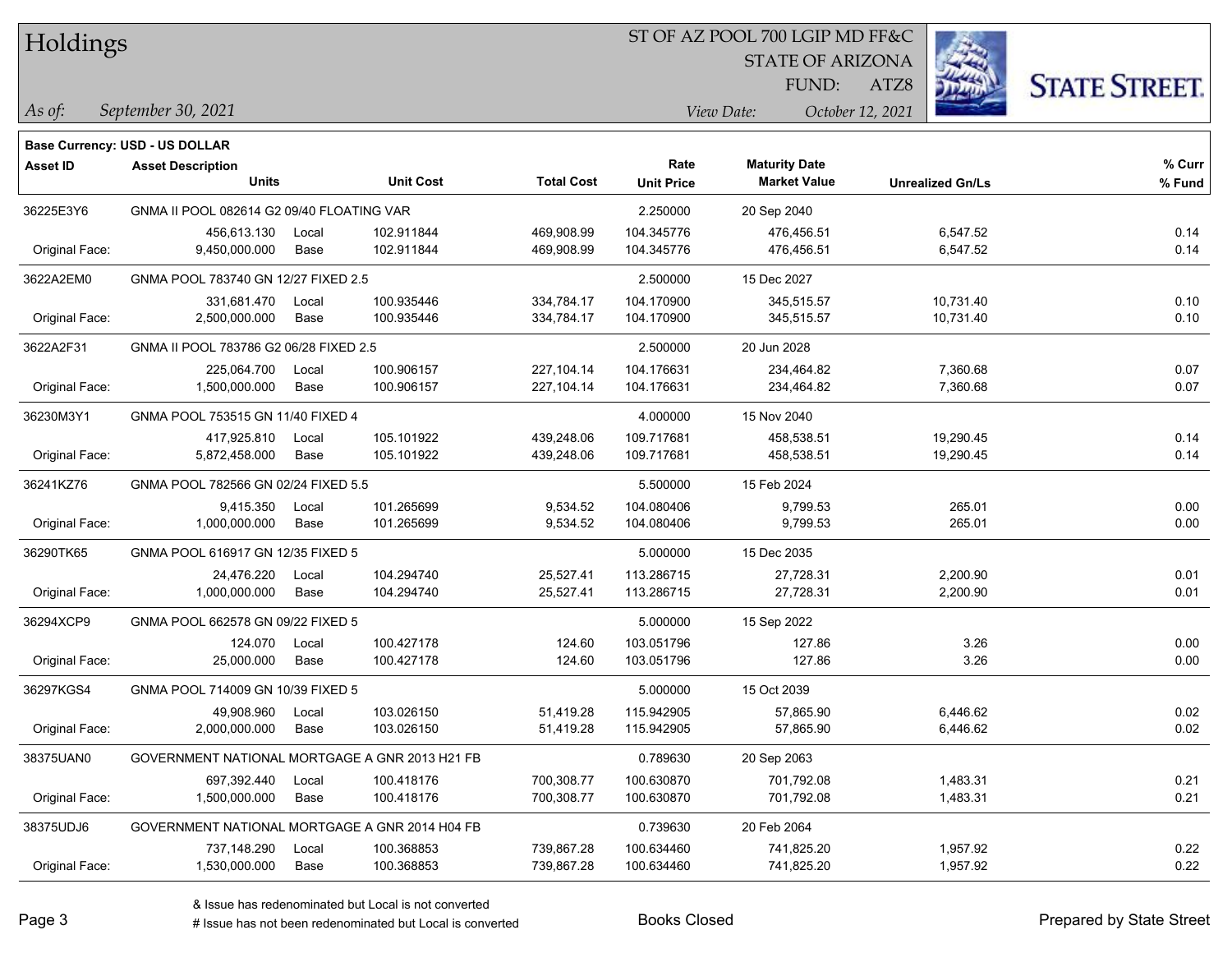# Holdings

ST OF AZ POOL 700 LGIP MD FF&C
STATE OF ARIZONA
FUND: ATZ8

*As of:* *September 30, 2021*
*View Date:* *October 12, 2021*

**Base Currency: USD - US DOLLAR**

| Asset ID | Asset Description / Units | | Unit Cost | Total Cost | Rate / Unit Price | Maturity Date / Market Value | Unrealized Gn/Ls | % Curr / % Fund |
|---|---|---|---|---|---|---|---|---|
| 36225E3Y6 | GNMA II POOL 082614 G2 09/40 FLOATING VAR | | | | 2.250000 | 20 Sep 2040 | | |
| | 456,613.130 | Local | 102.911844 | 469,908.99 | 104.345776 | 476,456.51 | 6,547.52 | 0.14 |
| Original Face: | 9,450,000.000 | Base | 102.911844 | 469,908.99 | 104.345776 | 476,456.51 | 6,547.52 | 0.14 |
| 3622A2EM0 | GNMA POOL 783740 GN 12/27 FIXED 2.5 | | | | 2.500000 | 15 Dec 2027 | | |
| | 331,681.470 | Local | 100.935446 | 334,784.17 | 104.170900 | 345,515.57 | 10,731.40 | 0.10 |
| Original Face: | 2,500,000.000 | Base | 100.935446 | 334,784.17 | 104.170900 | 345,515.57 | 10,731.40 | 0.10 |
| 3622A2F31 | GNMA II POOL 783786 G2 06/28 FIXED 2.5 | | | | 2.500000 | 20 Jun 2028 | | |
| | 225,064.700 | Local | 100.906157 | 227,104.14 | 104.176631 | 234,464.82 | 7,360.68 | 0.07 |
| Original Face: | 1,500,000.000 | Base | 100.906157 | 227,104.14 | 104.176631 | 234,464.82 | 7,360.68 | 0.07 |
| 36230M3Y1 | GNMA POOL 753515 GN 11/40 FIXED 4 | | | | 4.000000 | 15 Nov 2040 | | |
| | 417,925.810 | Local | 105.101922 | 439,248.06 | 109.717681 | 458,538.51 | 19,290.45 | 0.14 |
| Original Face: | 5,872,458.000 | Base | 105.101922 | 439,248.06 | 109.717681 | 458,538.51 | 19,290.45 | 0.14 |
| 36241KZ76 | GNMA POOL 782566 GN 02/24 FIXED 5.5 | | | | 5.500000 | 15 Feb 2024 | | |
| | 9,415.350 | Local | 101.265699 | 9,534.52 | 104.080406 | 9,799.53 | 265.01 | 0.00 |
| Original Face: | 1,000,000.000 | Base | 101.265699 | 9,534.52 | 104.080406 | 9,799.53 | 265.01 | 0.00 |
| 36290TK65 | GNMA POOL 616917 GN 12/35 FIXED 5 | | | | 5.000000 | 15 Dec 2035 | | |
| | 24,476.220 | Local | 104.294740 | 25,527.41 | 113.286715 | 27,728.31 | 2,200.90 | 0.01 |
| Original Face: | 1,000,000.000 | Base | 104.294740 | 25,527.41 | 113.286715 | 27,728.31 | 2,200.90 | 0.01 |
| 36294XCP9 | GNMA POOL 662578 GN 09/22 FIXED 5 | | | | 5.000000 | 15 Sep 2022 | | |
| | 124.070 | Local | 100.427178 | 124.60 | 103.051796 | 127.86 | 3.26 | 0.00 |
| Original Face: | 25,000.000 | Base | 100.427178 | 124.60 | 103.051796 | 127.86 | 3.26 | 0.00 |
| 36297KGS4 | GNMA POOL 714009 GN 10/39 FIXED 5 | | | | 5.000000 | 15 Oct 2039 | | |
| | 49,908.960 | Local | 103.026150 | 51,419.28 | 115.942905 | 57,865.90 | 6,446.62 | 0.02 |
| Original Face: | 2,000,000.000 | Base | 103.026150 | 51,419.28 | 115.942905 | 57,865.90 | 6,446.62 | 0.02 |
| 38375UAN0 | GOVERNMENT NATIONAL MORTGAGE A GNR 2013 H21 FB | | | | 0.789630 | 20 Sep 2063 | | |
| | 697,392.440 | Local | 100.418176 | 700,308.77 | 100.630870 | 701,792.08 | 1,483.31 | 0.21 |
| Original Face: | 1,500,000.000 | Base | 100.418176 | 700,308.77 | 100.630870 | 701,792.08 | 1,483.31 | 0.21 |
| 38375UDJ6 | GOVERNMENT NATIONAL MORTGAGE A GNR 2014 H04 FB | | | | 0.739630 | 20 Feb 2064 | | |
| | 737,148.290 | Local | 100.368853 | 739,867.28 | 100.634460 | 741,825.20 | 1,957.92 | 0.22 |
| Original Face: | 1,530,000.000 | Base | 100.368853 | 739,867.28 | 100.634460 | 741,825.20 | 1,957.92 | 0.22 |

& Issue has redenominated but Local is not converted
# Issue has not been redenominated but Local is converted

Books Closed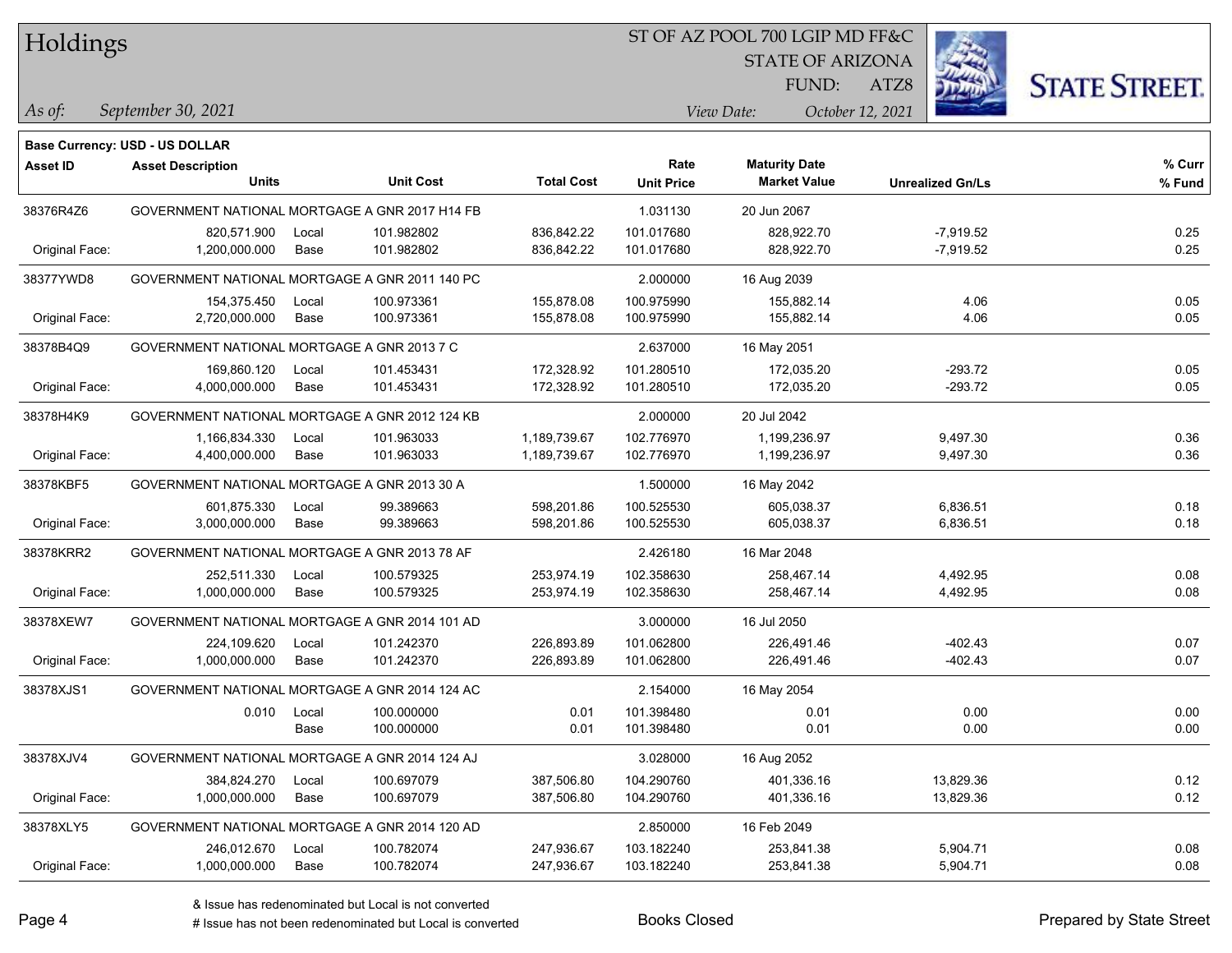# Holdings

ST OF AZ POOL 700 LGIP MD FF&C
STATE OF ARIZONA
FUND: ATZ8

*As of:* *September 30, 2021*
*View Date:* *October 12, 2021*

**Base Currency: USD - US DOLLAR**

| Asset ID | Asset Description / Units | | Unit Cost | Total Cost | Rate / Unit Price | Maturity Date / Market Value | Unrealized Gn/Ls | % Curr / % Fund |
|---|---|---|---|---|---|---|---|---|
| 38376R4Z6 | GOVERNMENT NATIONAL MORTGAGE A GNR 2017 H14 FB | | | | 1.031130 | 20 Jun 2067 | | |
| | 820,571.900 | Local | 101.982802 | 836,842.22 | 101.017680 | 828,922.70 | -7,919.52 | 0.25 |
| Original Face: | 1,200,000.000 | Base | 101.982802 | 836,842.22 | 101.017680 | 828,922.70 | -7,919.52 | 0.25 |
| 38377YWD8 | GOVERNMENT NATIONAL MORTGAGE A GNR 2011 140 PC | | | | 2.000000 | 16 Aug 2039 | | |
| | 154,375.450 | Local | 100.973361 | 155,878.08 | 100.975990 | 155,882.14 | 4.06 | 0.05 |
| Original Face: | 2,720,000.000 | Base | 100.973361 | 155,878.08 | 100.975990 | 155,882.14 | 4.06 | 0.05 |
| 38378B4Q9 | GOVERNMENT NATIONAL MORTGAGE A GNR 2013 7 C | | | | 2.637000 | 16 May 2051 | | |
| | 169,860.120 | Local | 101.453431 | 172,328.92 | 101.280510 | 172,035.20 | -293.72 | 0.05 |
| Original Face: | 4,000,000.000 | Base | 101.453431 | 172,328.92 | 101.280510 | 172,035.20 | -293.72 | 0.05 |
| 38378H4K9 | GOVERNMENT NATIONAL MORTGAGE A GNR 2012 124 KB | | | | 2.000000 | 20 Jul 2042 | | |
| | 1,166,834.330 | Local | 101.963033 | 1,189,739.67 | 102.776970 | 1,199,236.97 | 9,497.30 | 0.36 |
| Original Face: | 4,400,000.000 | Base | 101.963033 | 1,189,739.67 | 102.776970 | 1,199,236.97 | 9,497.30 | 0.36 |
| 38378KBF5 | GOVERNMENT NATIONAL MORTGAGE A GNR 2013 30 A | | | | 1.500000 | 16 May 2042 | | |
| | 601,875.330 | Local | 99.389663 | 598,201.86 | 100.525530 | 605,038.37 | 6,836.51 | 0.18 |
| Original Face: | 3,000,000.000 | Base | 99.389663 | 598,201.86 | 100.525530 | 605,038.37 | 6,836.51 | 0.18 |
| 38378KRR2 | GOVERNMENT NATIONAL MORTGAGE A GNR 2013 78 AF | | | | 2.426180 | 16 Mar 2048 | | |
| | 252,511.330 | Local | 100.579325 | 253,974.19 | 102.358630 | 258,467.14 | 4,492.95 | 0.08 |
| Original Face: | 1,000,000.000 | Base | 100.579325 | 253,974.19 | 102.358630 | 258,467.14 | 4,492.95 | 0.08 |
| 38378XEW7 | GOVERNMENT NATIONAL MORTGAGE A GNR 2014 101 AD | | | | 3.000000 | 16 Jul 2050 | | |
| | 224,109.620 | Local | 101.242370 | 226,893.89 | 101.062800 | 226,491.46 | -402.43 | 0.07 |
| Original Face: | 1,000,000.000 | Base | 101.242370 | 226,893.89 | 101.062800 | 226,491.46 | -402.43 | 0.07 |
| 38378XJS1 | GOVERNMENT NATIONAL MORTGAGE A GNR 2014 124 AC | | | | 2.154000 | 16 May 2054 | | |
| | 0.010 | Local | 100.000000 | 0.01 | 101.398480 | 0.01 | 0.00 | 0.00 |
| | | Base | 100.000000 | 0.01 | 101.398480 | 0.01 | 0.00 | 0.00 |
| 38378XJV4 | GOVERNMENT NATIONAL MORTGAGE A GNR 2014 124 AJ | | | | 3.028000 | 16 Aug 2052 | | |
| | 384,824.270 | Local | 100.697079 | 387,506.80 | 104.290760 | 401,336.16 | 13,829.36 | 0.12 |
| Original Face: | 1,000,000.000 | Base | 100.697079 | 387,506.80 | 104.290760 | 401,336.16 | 13,829.36 | 0.12 |
| 38378XLY5 | GOVERNMENT NATIONAL MORTGAGE A GNR 2014 120 AD | | | | 2.850000 | 16 Feb 2049 | | |
| | 246,012.670 | Local | 100.782074 | 247,936.67 | 103.182240 | 253,841.38 | 5,904.71 | 0.08 |
| Original Face: | 1,000,000.000 | Base | 100.782074 | 247,936.67 | 103.182240 | 253,841.38 | 5,904.71 | 0.08 |

& Issue has redenominated but Local is not converted
# Issue has not been redenominated but Local is converted

Books Closed

Prepared by State Street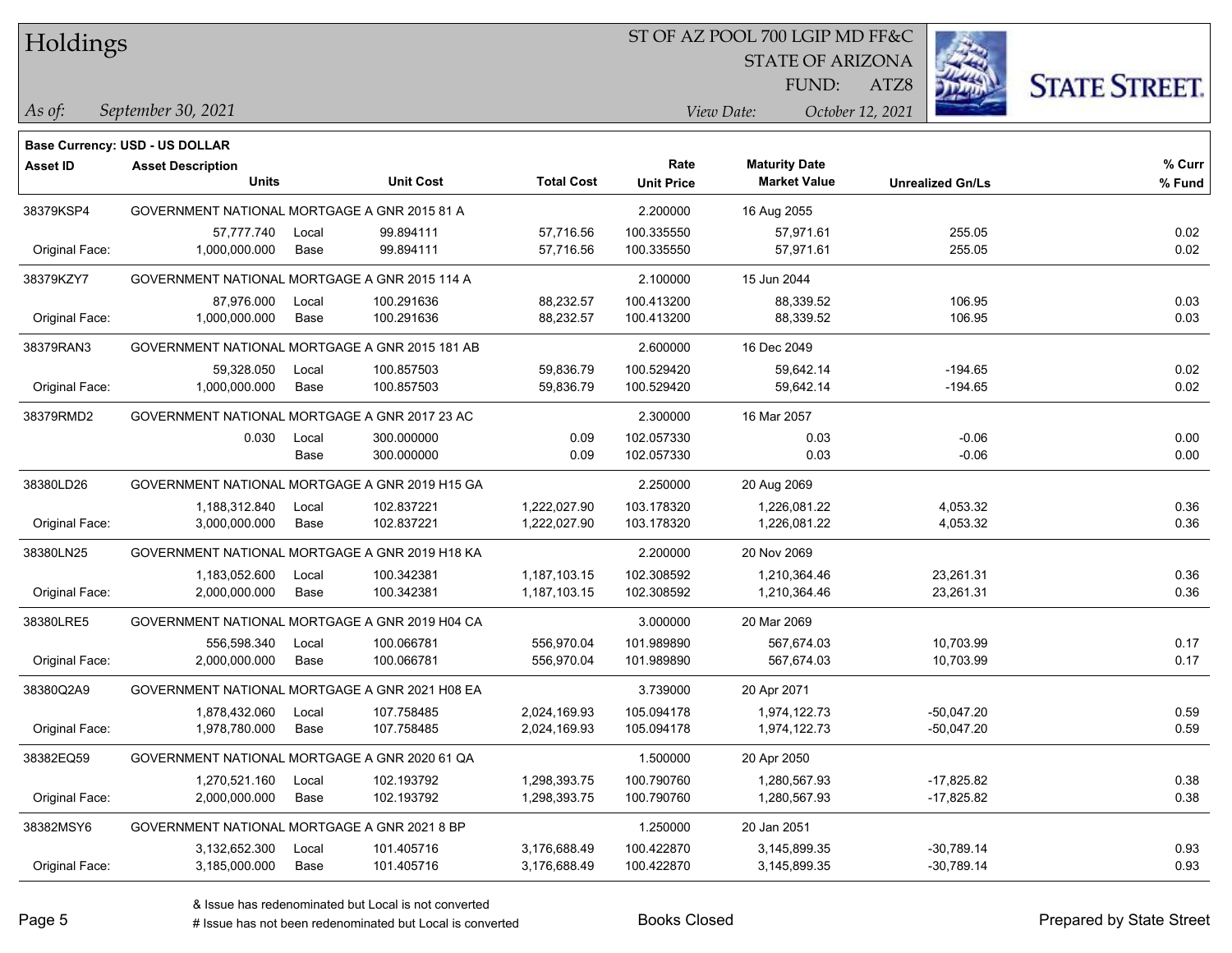# Holdings

ST OF AZ POOL 700 LGIP MD FF&C
STATE OF ARIZONA
FUND: ATZ8

*As of:* *September 30, 2021*
*View Date:* *October 12, 2021*

**Base Currency: USD - US DOLLAR**

| Asset ID | Asset Description / Units | | Unit Cost | Total Cost | Rate / Unit Price | Maturity Date / Market Value | Unrealized Gn/Ls | % Curr / % Fund |
|---|---|---|---|---|---|---|---|---|
| 38379KSP4 | GOVERNMENT NATIONAL MORTGAGE A GNR 2015 81 A | | | | 2.200000 | 16 Aug 2055 | | |
| | 57,777.740 | Local | 99.894111 | 57,716.56 | 100.335550 | 57,971.61 | 255.05 | 0.02 |
| Original Face: | 1,000,000.000 | Base | 99.894111 | 57,716.56 | 100.335550 | 57,971.61 | 255.05 | 0.02 |
| 38379KZY7 | GOVERNMENT NATIONAL MORTGAGE A GNR 2015 114 A | | | | 2.100000 | 15 Jun 2044 | | |
| | 87,976.000 | Local | 100.291636 | 88,232.57 | 100.413200 | 88,339.52 | 106.95 | 0.03 |
| Original Face: | 1,000,000.000 | Base | 100.291636 | 88,232.57 | 100.413200 | 88,339.52 | 106.95 | 0.03 |
| 38379RAN3 | GOVERNMENT NATIONAL MORTGAGE A GNR 2015 181 AB | | | | 2.600000 | 16 Dec 2049 | | |
| | 59,328.050 | Local | 100.857503 | 59,836.79 | 100.529420 | 59,642.14 | -194.65 | 0.02 |
| Original Face: | 1,000,000.000 | Base | 100.857503 | 59,836.79 | 100.529420 | 59,642.14 | -194.65 | 0.02 |
| 38379RMD2 | GOVERNMENT NATIONAL MORTGAGE A GNR 2017 23 AC | | | | 2.300000 | 16 Mar 2057 | | |
| | 0.030 | Local | 300.000000 | 0.09 | 102.057330 | 0.03 | -0.06 | 0.00 |
| | | Base | 300.000000 | 0.09 | 102.057330 | 0.03 | -0.06 | 0.00 |
| 38380LD26 | GOVERNMENT NATIONAL MORTGAGE A GNR 2019 H15 GA | | | | 2.250000 | 20 Aug 2069 | | |
| | 1,188,312.840 | Local | 102.837221 | 1,222,027.90 | 103.178320 | 1,226,081.22 | 4,053.32 | 0.36 |
| Original Face: | 3,000,000.000 | Base | 102.837221 | 1,222,027.90 | 103.178320 | 1,226,081.22 | 4,053.32 | 0.36 |
| 38380LN25 | GOVERNMENT NATIONAL MORTGAGE A GNR 2019 H18 KA | | | | 2.200000 | 20 Nov 2069 | | |
| | 1,183,052.600 | Local | 100.342381 | 1,187,103.15 | 102.308592 | 1,210,364.46 | 23,261.31 | 0.36 |
| Original Face: | 2,000,000.000 | Base | 100.342381 | 1,187,103.15 | 102.308592 | 1,210,364.46 | 23,261.31 | 0.36 |
| 38380LRE5 | GOVERNMENT NATIONAL MORTGAGE A GNR 2019 H04 CA | | | | 3.000000 | 20 Mar 2069 | | |
| | 556,598.340 | Local | 100.066781 | 556,970.04 | 101.989890 | 567,674.03 | 10,703.99 | 0.17 |
| Original Face: | 2,000,000.000 | Base | 100.066781 | 556,970.04 | 101.989890 | 567,674.03 | 10,703.99 | 0.17 |
| 38380Q2A9 | GOVERNMENT NATIONAL MORTGAGE A GNR 2021 H08 EA | | | | 3.739000 | 20 Apr 2071 | | |
| | 1,878,432.060 | Local | 107.758485 | 2,024,169.93 | 105.094178 | 1,974,122.73 | -50,047.20 | 0.59 |
| Original Face: | 1,978,780.000 | Base | 107.758485 | 2,024,169.93 | 105.094178 | 1,974,122.73 | -50,047.20 | 0.59 |
| 38382EQ59 | GOVERNMENT NATIONAL MORTGAGE A GNR 2020 61 QA | | | | 1.500000 | 20 Apr 2050 | | |
| | 1,270,521.160 | Local | 102.193792 | 1,298,393.75 | 100.790760 | 1,280,567.93 | -17,825.82 | 0.38 |
| Original Face: | 2,000,000.000 | Base | 102.193792 | 1,298,393.75 | 100.790760 | 1,280,567.93 | -17,825.82 | 0.38 |
| 38382MSY6 | GOVERNMENT NATIONAL MORTGAGE A GNR 2021 8 BP | | | | 1.250000 | 20 Jan 2051 | | |
| | 3,132,652.300 | Local | 101.405716 | 3,176,688.49 | 100.422870 | 3,145,899.35 | -30,789.14 | 0.93 |
| Original Face: | 3,185,000.000 | Base | 101.405716 | 3,176,688.49 | 100.422870 | 3,145,899.35 | -30,789.14 | 0.93 |

& Issue has redenominated but Local is not converted
# Issue has not been redenominated but Local is converted

Books Closed

Prepared by State Street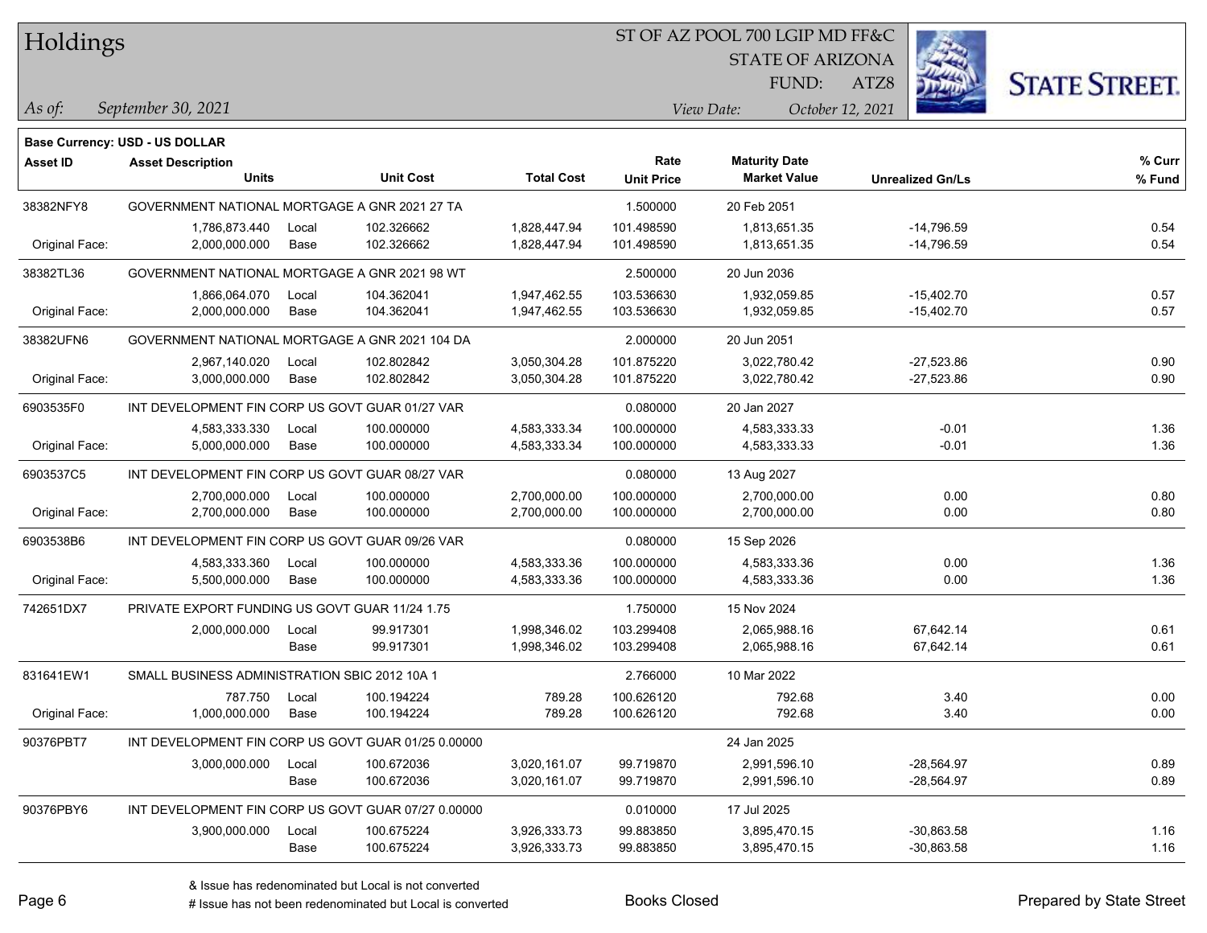# Holdings

ST OF AZ POOL 700 LGIP MD FF&C
STATE OF ARIZONA
FUND: ATZ8

*As of:* September 30, 2021
*View Date:* October 12, 2021

**Base Currency: USD - US DOLLAR**

| Asset ID | Asset Description / Units | | Unit Cost | Total Cost | Rate / Unit Price | Maturity Date / Market Value | Unrealized Gn/Ls | % Curr / % Fund |
|---|---|---|---|---|---|---|---|---|
| 38382NFY8 | GOVERNMENT NATIONAL MORTGAGE A GNR 2021 27 TA | | | | 1.500000 | 20 Feb 2051 | | |
| | 1,786,873.440 | Local | 102.326662 | 1,828,447.94 | 101.498590 | 1,813,651.35 | -14,796.59 | 0.54 |
| Original Face: | 2,000,000.000 | Base | 102.326662 | 1,828,447.94 | 101.498590 | 1,813,651.35 | -14,796.59 | 0.54 |
| 38382TL36 | GOVERNMENT NATIONAL MORTGAGE A GNR 2021 98 WT | | | | 2.500000 | 20 Jun 2036 | | |
| | 1,866,064.070 | Local | 104.362041 | 1,947,462.55 | 103.536630 | 1,932,059.85 | -15,402.70 | 0.57 |
| Original Face: | 2,000,000.000 | Base | 104.362041 | 1,947,462.55 | 103.536630 | 1,932,059.85 | -15,402.70 | 0.57 |
| 38382UFN6 | GOVERNMENT NATIONAL MORTGAGE A GNR 2021 104 DA | | | | 2.000000 | 20 Jun 2051 | | |
| | 2,967,140.020 | Local | 102.802842 | 3,050,304.28 | 101.875220 | 3,022,780.42 | -27,523.86 | 0.90 |
| Original Face: | 3,000,000.000 | Base | 102.802842 | 3,050,304.28 | 101.875220 | 3,022,780.42 | -27,523.86 | 0.90 |
| 6903535F0 | INT DEVELOPMENT FIN CORP US GOVT GUAR 01/27 VAR | | | | 0.080000 | 20 Jan 2027 | | |
| | 4,583,333.330 | Local | 100.000000 | 4,583,333.34 | 100.000000 | 4,583,333.33 | -0.01 | 1.36 |
| Original Face: | 5,000,000.000 | Base | 100.000000 | 4,583,333.34 | 100.000000 | 4,583,333.33 | -0.01 | 1.36 |
| 6903537C5 | INT DEVELOPMENT FIN CORP US GOVT GUAR 08/27 VAR | | | | 0.080000 | 13 Aug 2027 | | |
| | 2,700,000.000 | Local | 100.000000 | 2,700,000.00 | 100.000000 | 2,700,000.00 | 0.00 | 0.80 |
| Original Face: | 2,700,000.000 | Base | 100.000000 | 2,700,000.00 | 100.000000 | 2,700,000.00 | 0.00 | 0.80 |
| 6903538B6 | INT DEVELOPMENT FIN CORP US GOVT GUAR 09/26 VAR | | | | 0.080000 | 15 Sep 2026 | | |
| | 4,583,333.360 | Local | 100.000000 | 4,583,333.36 | 100.000000 | 4,583,333.36 | 0.00 | 1.36 |
| Original Face: | 5,500,000.000 | Base | 100.000000 | 4,583,333.36 | 100.000000 | 4,583,333.36 | 0.00 | 1.36 |
| 742651DX7 | PRIVATE EXPORT FUNDING US GOVT GUAR 11/24 1.75 | | | | 1.750000 | 15 Nov 2024 | | |
| | 2,000,000.000 | Local | 99.917301 | 1,998,346.02 | 103.299408 | 2,065,988.16 | 67,642.14 | 0.61 |
| | | Base | 99.917301 | 1,998,346.02 | 103.299408 | 2,065,988.16 | 67,642.14 | 0.61 |
| 831641EW1 | SMALL BUSINESS ADMINISTRATION SBIC 2012 10A 1 | | | | 2.766000 | 10 Mar 2022 | | |
| | 787.750 | Local | 100.194224 | 789.28 | 100.626120 | 792.68 | 3.40 | 0.00 |
| Original Face: | 1,000,000.000 | Base | 100.194224 | 789.28 | 100.626120 | 792.68 | 3.40 | 0.00 |
| 90376PBT7 | INT DEVELOPMENT FIN CORP US GOVT GUAR 01/25 0.00000 | | | | | 24 Jan 2025 | | |
| | 3,000,000.000 | Local | 100.672036 | 3,020,161.07 | 99.719870 | 2,991,596.10 | -28,564.97 | 0.89 |
| | | Base | 100.672036 | 3,020,161.07 | 99.719870 | 2,991,596.10 | -28,564.97 | 0.89 |
| 90376PBY6 | INT DEVELOPMENT FIN CORP US GOVT GUAR 07/27 0.00000 | | | | 0.010000 | 17 Jul 2025 | | |
| | 3,900,000.000 | Local | 100.675224 | 3,926,333.73 | 99.883850 | 3,895,470.15 | -30,863.58 | 1.16 |
| | | Base | 100.675224 | 3,926,333.73 | 99.883850 | 3,895,470.15 | -30,863.58 | 1.16 |

& Issue has redenominated but Local is not converted
# Issue has not been redenominated but Local is converted

Books Closed

Prepared by State Street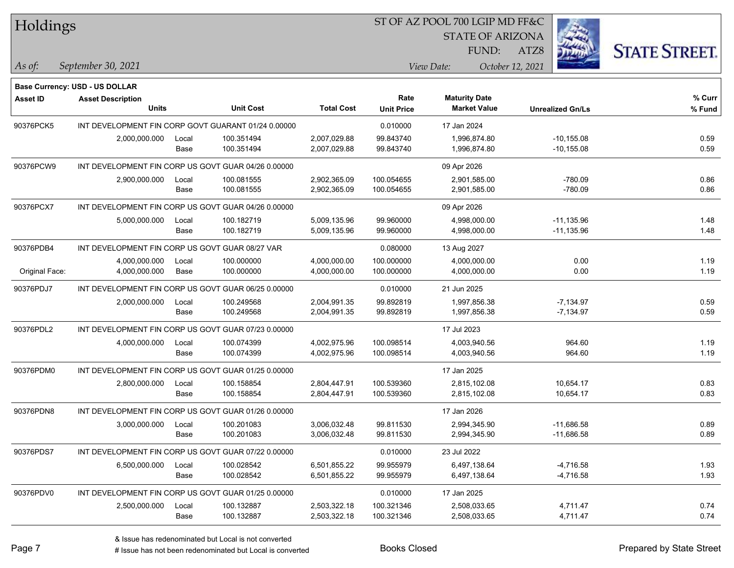# Holdings

ST OF AZ POOL 700 LGIP MD FF&C
STATE OF ARIZONA
FUND: ATZ8

*As of: September 30, 2021*
*View Date: October 12, 2021*

**Base Currency: USD - US DOLLAR**

| Asset ID | Asset Description / Units | | Unit Cost | Total Cost | Rate / Unit Price | Maturity Date / Market Value | Unrealized Gn/Ls | % Curr / % Fund |
|---|---|---|---|---|---|---|---|---|
| 90376PCK5 | INT DEVELOPMENT FIN CORP GOVT GUARANT 01/24 0.00000 | | | | 0.010000 | 17 Jan 2024 | | |
| | 2,000,000.000 | Local | 100.351494 | 2,007,029.88 | 99.843740 | 1,996,874.80 | -10,155.08 | 0.59 |
| | | Base | 100.351494 | 2,007,029.88 | 99.843740 | 1,996,874.80 | -10,155.08 | 0.59 |
| 90376PCW9 | INT DEVELOPMENT FIN CORP US GOVT GUAR 04/26 0.00000 | | | | | 09 Apr 2026 | | |
| | 2,900,000.000 | Local | 100.081555 | 2,902,365.09 | 100.054655 | 2,901,585.00 | -780.09 | 0.86 |
| | | Base | 100.081555 | 2,902,365.09 | 100.054655 | 2,901,585.00 | -780.09 | 0.86 |
| 90376PCX7 | INT DEVELOPMENT FIN CORP US GOVT GUAR 04/26 0.00000 | | | | | 09 Apr 2026 | | |
| | 5,000,000.000 | Local | 100.182719 | 5,009,135.96 | 99.960000 | 4,998,000.00 | -11,135.96 | 1.48 |
| | | Base | 100.182719 | 5,009,135.96 | 99.960000 | 4,998,000.00 | -11,135.96 | 1.48 |
| 90376PDB4 | INT DEVELOPMENT FIN CORP US GOVT GUAR 08/27 VAR | | | | 0.080000 | 13 Aug 2027 | | |
| | 4,000,000.000 | Local | 100.000000 | 4,000,000.00 | 100.000000 | 4,000,000.00 | 0.00 | 1.19 |
| Original Face: | 4,000,000.000 | Base | 100.000000 | 4,000,000.00 | 100.000000 | 4,000,000.00 | 0.00 | 1.19 |
| 90376PDJ7 | INT DEVELOPMENT FIN CORP US GOVT GUAR 06/25 0.00000 | | | | 0.010000 | 21 Jun 2025 | | |
| | 2,000,000.000 | Local | 100.249568 | 2,004,991.35 | 99.892819 | 1,997,856.38 | -7,134.97 | 0.59 |
| | | Base | 100.249568 | 2,004,991.35 | 99.892819 | 1,997,856.38 | -7,134.97 | 0.59 |
| 90376PDL2 | INT DEVELOPMENT FIN CORP US GOVT GUAR 07/23 0.00000 | | | | | 17 Jul 2023 | | |
| | 4,000,000.000 | Local | 100.074399 | 4,002,975.96 | 100.098514 | 4,003,940.56 | 964.60 | 1.19 |
| | | Base | 100.074399 | 4,002,975.96 | 100.098514 | 4,003,940.56 | 964.60 | 1.19 |
| 90376PDM0 | INT DEVELOPMENT FIN CORP US GOVT GUAR 01/25 0.00000 | | | | | 17 Jan 2025 | | |
| | 2,800,000.000 | Local | 100.158854 | 2,804,447.91 | 100.539360 | 2,815,102.08 | 10,654.17 | 0.83 |
| | | Base | 100.158854 | 2,804,447.91 | 100.539360 | 2,815,102.08 | 10,654.17 | 0.83 |
| 90376PDN8 | INT DEVELOPMENT FIN CORP US GOVT GUAR 01/26 0.00000 | | | | | 17 Jan 2026 | | |
| | 3,000,000.000 | Local | 100.201083 | 3,006,032.48 | 99.811530 | 2,994,345.90 | -11,686.58 | 0.89 |
| | | Base | 100.201083 | 3,006,032.48 | 99.811530 | 2,994,345.90 | -11,686.58 | 0.89 |
| 90376PDS7 | INT DEVELOPMENT FIN CORP US GOVT GUAR 07/22 0.00000 | | | | 0.010000 | 23 Jul 2022 | | |
| | 6,500,000.000 | Local | 100.028542 | 6,501,855.22 | 99.955979 | 6,497,138.64 | -4,716.58 | 1.93 |
| | | Base | 100.028542 | 6,501,855.22 | 99.955979 | 6,497,138.64 | -4,716.58 | 1.93 |
| 90376PDV0 | INT DEVELOPMENT FIN CORP US GOVT GUAR 01/25 0.00000 | | | | 0.010000 | 17 Jan 2025 | | |
| | 2,500,000.000 | Local | 100.132887 | 2,503,322.18 | 100.321346 | 2,508,033.65 | 4,711.47 | 0.74 |
| | | Base | 100.132887 | 2,503,322.18 | 100.321346 | 2,508,033.65 | 4,711.47 | 0.74 |

& Issue has redenominated but Local is not converted
# Issue has not been redenominated but Local is converted

Books Closed

Prepared by State Street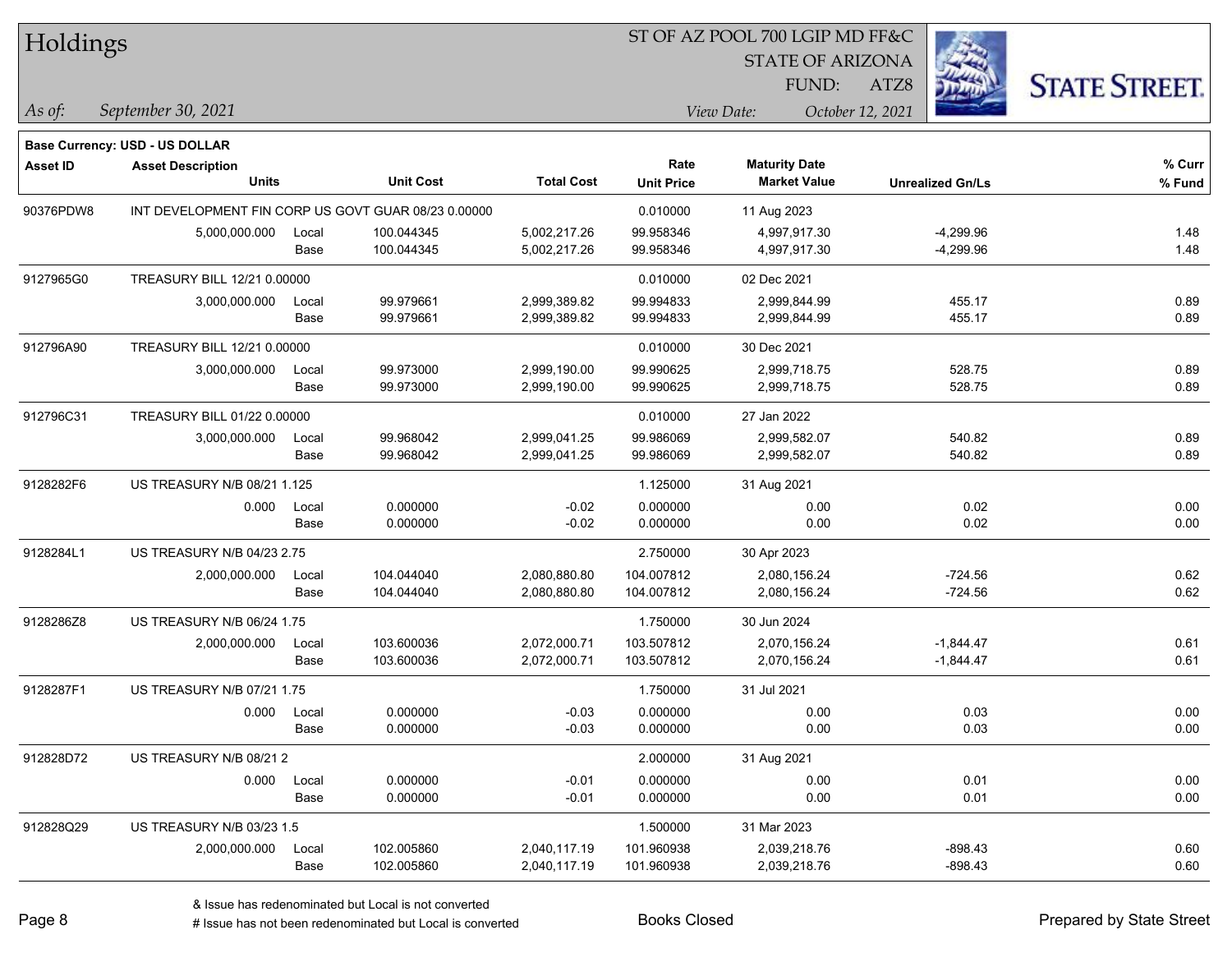# Holdings

ST OF AZ POOL 700 LGIP MD FF&C
STATE OF ARIZONA
FUND: ATZ8

*As of:* *September 30, 2021*

*View Date:* *October 12, 2021*

**Base Currency: USD - US DOLLAR**

| Asset ID | Asset Description / Units | | Unit Cost | Total Cost | Rate / Unit Price | Maturity Date / Market Value | Unrealized Gn/Ls | % Curr / % Fund |
|---|---|---|---|---|---|---|---|---|
| 90376PDW8 | INT DEVELOPMENT FIN CORP US GOVT GUAR 08/23 0.00000 | | | | 0.010000 | 11 Aug 2023 | | |
| | 5,000,000.000 | Local | 100.044345 | 5,002,217.26 | 99.958346 | 4,997,917.30 | -4,299.96 | 1.48 |
| | | Base | 100.044345 | 5,002,217.26 | 99.958346 | 4,997,917.30 | -4,299.96 | 1.48 |
| 9127965G0 | TREASURY BILL 12/21 0.00000 | | | | 0.010000 | 02 Dec 2021 | | |
| | 3,000,000.000 | Local | 99.979661 | 2,999,389.82 | 99.994833 | 2,999,844.99 | 455.17 | 0.89 |
| | | Base | 99.979661 | 2,999,389.82 | 99.994833 | 2,999,844.99 | 455.17 | 0.89 |
| 912796A90 | TREASURY BILL 12/21 0.00000 | | | | 0.010000 | 30 Dec 2021 | | |
| | 3,000,000.000 | Local | 99.973000 | 2,999,190.00 | 99.990625 | 2,999,718.75 | 528.75 | 0.89 |
| | | Base | 99.973000 | 2,999,190.00 | 99.990625 | 2,999,718.75 | 528.75 | 0.89 |
| 912796C31 | TREASURY BILL 01/22 0.00000 | | | | 0.010000 | 27 Jan 2022 | | |
| | 3,000,000.000 | Local | 99.968042 | 2,999,041.25 | 99.986069 | 2,999,582.07 | 540.82 | 0.89 |
| | | Base | 99.968042 | 2,999,041.25 | 99.986069 | 2,999,582.07 | 540.82 | 0.89 |
| 9128282F6 | US TREASURY N/B 08/21 1.125 | | | | 1.125000 | 31 Aug 2021 | | |
| | 0.000 | Local | 0.000000 | -0.02 | 0.000000 | 0.00 | 0.02 | 0.00 |
| | | Base | 0.000000 | -0.02 | 0.000000 | 0.00 | 0.02 | 0.00 |
| 9128284L1 | US TREASURY N/B 04/23 2.75 | | | | 2.750000 | 30 Apr 2023 | | |
| | 2,000,000.000 | Local | 104.044040 | 2,080,880.80 | 104.007812 | 2,080,156.24 | -724.56 | 0.62 |
| | | Base | 104.044040 | 2,080,880.80 | 104.007812 | 2,080,156.24 | -724.56 | 0.62 |
| 9128286Z8 | US TREASURY N/B 06/24 1.75 | | | | 1.750000 | 30 Jun 2024 | | |
| | 2,000,000.000 | Local | 103.600036 | 2,072,000.71 | 103.507812 | 2,070,156.24 | -1,844.47 | 0.61 |
| | | Base | 103.600036 | 2,072,000.71 | 103.507812 | 2,070,156.24 | -1,844.47 | 0.61 |
| 9128287F1 | US TREASURY N/B 07/21 1.75 | | | | 1.750000 | 31 Jul 2021 | | |
| | 0.000 | Local | 0.000000 | -0.03 | 0.000000 | 0.00 | 0.03 | 0.00 |
| | | Base | 0.000000 | -0.03 | 0.000000 | 0.00 | 0.03 | 0.00 |
| 912828D72 | US TREASURY N/B 08/21 2 | | | | 2.000000 | 31 Aug 2021 | | |
| | 0.000 | Local | 0.000000 | -0.01 | 0.000000 | 0.00 | 0.01 | 0.00 |
| | | Base | 0.000000 | -0.01 | 0.000000 | 0.00 | 0.01 | 0.00 |
| 912828Q29 | US TREASURY N/B 03/23 1.5 | | | | 1.500000 | 31 Mar 2023 | | |
| | 2,000,000.000 | Local | 102.005860 | 2,040,117.19 | 101.960938 | 2,039,218.76 | -898.43 | 0.60 |
| | | Base | 102.005860 | 2,040,117.19 | 101.960938 | 2,039,218.76 | -898.43 | 0.60 |

& Issue has redenominated but Local is not converted
# Issue has not been redenominated but Local is converted

Books Closed

Prepared by State Street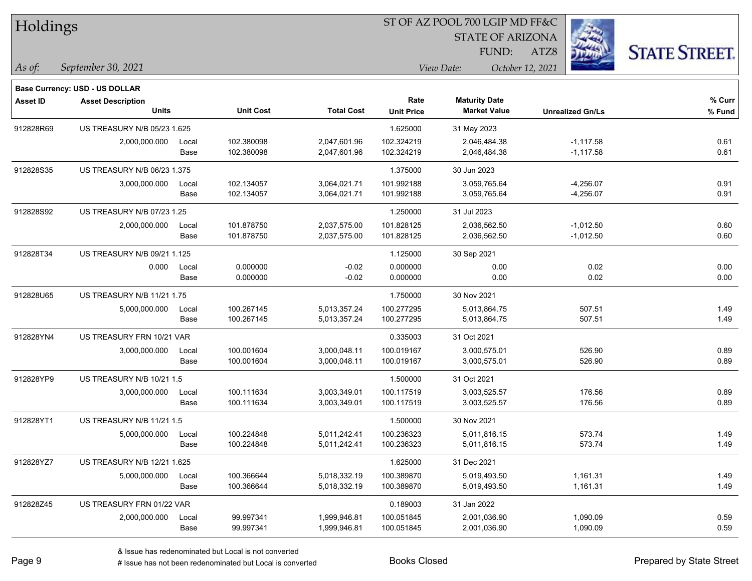# Holdings

ST OF AZ POOL 700 LGIP MD FF&C
STATE OF ARIZONA
FUND: ATZ8

*As of:* *September 30, 2021*
*View Date:* *October 12, 2021*

STATE STREET.

**Base Currency: USD - US DOLLAR**

| Asset ID | Asset Description / Units | | Unit Cost | Total Cost | Rate / Unit Price | Maturity Date / Market Value | Unrealized Gn/Ls | % Curr / % Fund |
|---|---|---|---|---|---|---|---|---|
| 912828R69 | US TREASURY N/B 05/23 1.625 | | | | 1.625000 | 31 May 2023 | | |
| | 2,000,000.000 | Local | 102.380098 | 2,047,601.96 | 102.324219 | 2,046,484.38 | -1,117.58 | 0.61 |
| | | Base | 102.380098 | 2,047,601.96 | 102.324219 | 2,046,484.38 | -1,117.58 | 0.61 |
| 912828S35 | US TREASURY N/B 06/23 1.375 | | | | 1.375000 | 30 Jun 2023 | | |
| | 3,000,000.000 | Local | 102.134057 | 3,064,021.71 | 101.992188 | 3,059,765.64 | -4,256.07 | 0.91 |
| | | Base | 102.134057 | 3,064,021.71 | 101.992188 | 3,059,765.64 | -4,256.07 | 0.91 |
| 912828S92 | US TREASURY N/B 07/23 1.25 | | | | 1.250000 | 31 Jul 2023 | | |
| | 2,000,000.000 | Local | 101.878750 | 2,037,575.00 | 101.828125 | 2,036,562.50 | -1,012.50 | 0.60 |
| | | Base | 101.878750 | 2,037,575.00 | 101.828125 | 2,036,562.50 | -1,012.50 | 0.60 |
| 912828T34 | US TREASURY N/B 09/21 1.125 | | | | 1.125000 | 30 Sep 2021 | | |
| | 0.000 | Local | 0.000000 | -0.02 | 0.000000 | 0.00 | 0.02 | 0.00 |
| | | Base | 0.000000 | -0.02 | 0.000000 | 0.00 | 0.02 | 0.00 |
| 912828U65 | US TREASURY N/B 11/21 1.75 | | | | 1.750000 | 30 Nov 2021 | | |
| | 5,000,000.000 | Local | 100.267145 | 5,013,357.24 | 100.277295 | 5,013,864.75 | 507.51 | 1.49 |
| | | Base | 100.267145 | 5,013,357.24 | 100.277295 | 5,013,864.75 | 507.51 | 1.49 |
| 912828YN4 | US TREASURY FRN 10/21 VAR | | | | 0.335003 | 31 Oct 2021 | | |
| | 3,000,000.000 | Local | 100.001604 | 3,000,048.11 | 100.019167 | 3,000,575.01 | 526.90 | 0.89 |
| | | Base | 100.001604 | 3,000,048.11 | 100.019167 | 3,000,575.01 | 526.90 | 0.89 |
| 912828YP9 | US TREASURY N/B 10/21 1.5 | | | | 1.500000 | 31 Oct 2021 | | |
| | 3,000,000.000 | Local | 100.111634 | 3,003,349.01 | 100.117519 | 3,003,525.57 | 176.56 | 0.89 |
| | | Base | 100.111634 | 3,003,349.01 | 100.117519 | 3,003,525.57 | 176.56 | 0.89 |
| 912828YT1 | US TREASURY N/B 11/21 1.5 | | | | 1.500000 | 30 Nov 2021 | | |
| | 5,000,000.000 | Local | 100.224848 | 5,011,242.41 | 100.236323 | 5,011,816.15 | 573.74 | 1.49 |
| | | Base | 100.224848 | 5,011,242.41 | 100.236323 | 5,011,816.15 | 573.74 | 1.49 |
| 912828YZ7 | US TREASURY N/B 12/21 1.625 | | | | 1.625000 | 31 Dec 2021 | | |
| | 5,000,000.000 | Local | 100.366644 | 5,018,332.19 | 100.389870 | 5,019,493.50 | 1,161.31 | 1.49 |
| | | Base | 100.366644 | 5,018,332.19 | 100.389870 | 5,019,493.50 | 1,161.31 | 1.49 |
| 912828Z45 | US TREASURY FRN 01/22 VAR | | | | 0.189003 | 31 Jan 2022 | | |
| | 2,000,000.000 | Local | 99.997341 | 1,999,946.81 | 100.051845 | 2,001,036.90 | 1,090.09 | 0.59 |
| | | Base | 99.997341 | 1,999,946.81 | 100.051845 | 2,001,036.90 | 1,090.09 | 0.59 |

& Issue has redenominated but Local is not converted
# Issue has not been redenominated but Local is converted

Books Closed

Prepared by State Street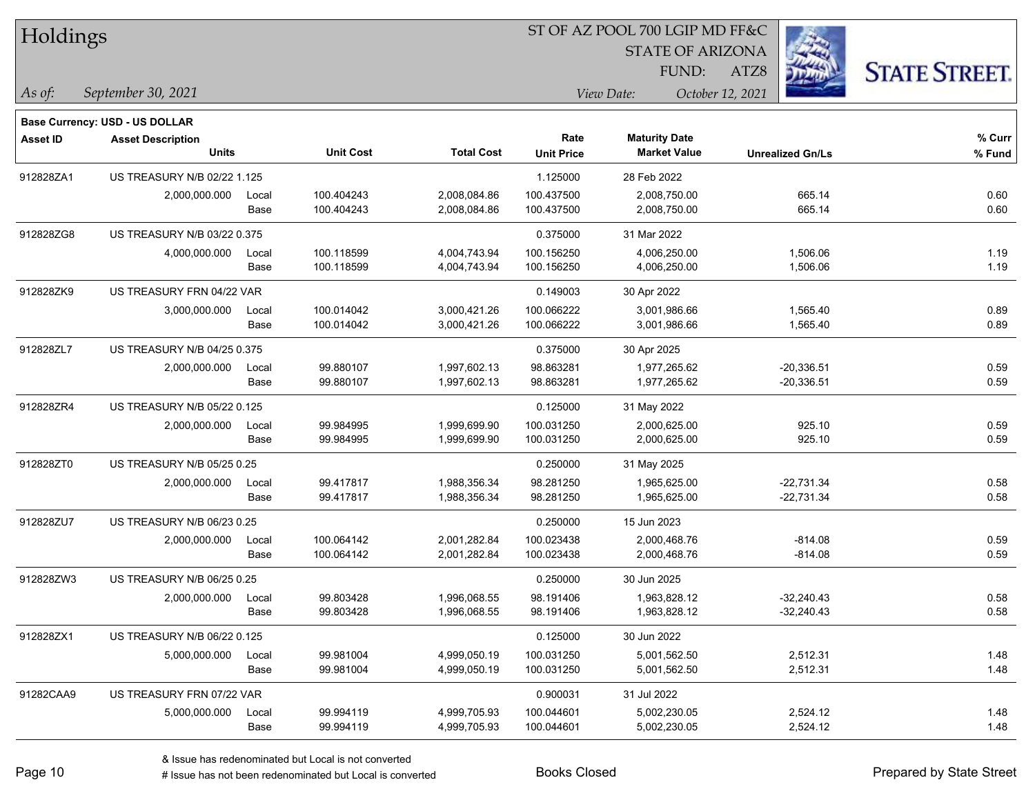# Holdings

ST OF AZ POOL 700 LGIP MD FF&C
STATE OF ARIZONA
FUND: ATZ8

*As of:* *September 30, 2021* *View Date:* *October 12, 2021*

**Base Currency: USD - US DOLLAR**

| Asset ID | Asset Description / Units | | Unit Cost | Total Cost | Rate / Unit Price | Maturity Date / Market Value | Unrealized Gn/Ls | % Curr / % Fund |
|---|---|---|---|---|---|---|---|---|
| 912828ZA1 | US TREASURY N/B 02/22 1.125 | | | | 1.125000 | 28 Feb 2022 | | |
| | 2,000,000.000 | Local | 100.404243 | 2,008,084.86 | 100.437500 | 2,008,750.00 | 665.14 | 0.60 |
| | | Base | 100.404243 | 2,008,084.86 | 100.437500 | 2,008,750.00 | 665.14 | 0.60 |
| 912828ZG8 | US TREASURY N/B 03/22 0.375 | | | | 0.375000 | 31 Mar 2022 | | |
| | 4,000,000.000 | Local | 100.118599 | 4,004,743.94 | 100.156250 | 4,006,250.00 | 1,506.06 | 1.19 |
| | | Base | 100.118599 | 4,004,743.94 | 100.156250 | 4,006,250.00 | 1,506.06 | 1.19 |
| 912828ZK9 | US TREASURY FRN 04/22 VAR | | | | 0.149003 | 30 Apr 2022 | | |
| | 3,000,000.000 | Local | 100.014042 | 3,000,421.26 | 100.066222 | 3,001,986.66 | 1,565.40 | 0.89 |
| | | Base | 100.014042 | 3,000,421.26 | 100.066222 | 3,001,986.66 | 1,565.40 | 0.89 |
| 912828ZL7 | US TREASURY N/B 04/25 0.375 | | | | 0.375000 | 30 Apr 2025 | | |
| | 2,000,000.000 | Local | 99.880107 | 1,997,602.13 | 98.863281 | 1,977,265.62 | -20,336.51 | 0.59 |
| | | Base | 99.880107 | 1,997,602.13 | 98.863281 | 1,977,265.62 | -20,336.51 | 0.59 |
| 912828ZR4 | US TREASURY N/B 05/22 0.125 | | | | 0.125000 | 31 May 2022 | | |
| | 2,000,000.000 | Local | 99.984995 | 1,999,699.90 | 100.031250 | 2,000,625.00 | 925.10 | 0.59 |
| | | Base | 99.984995 | 1,999,699.90 | 100.031250 | 2,000,625.00 | 925.10 | 0.59 |
| 912828ZT0 | US TREASURY N/B 05/25 0.25 | | | | 0.250000 | 31 May 2025 | | |
| | 2,000,000.000 | Local | 99.417817 | 1,988,356.34 | 98.281250 | 1,965,625.00 | -22,731.34 | 0.58 |
| | | Base | 99.417817 | 1,988,356.34 | 98.281250 | 1,965,625.00 | -22,731.34 | 0.58 |
| 912828ZU7 | US TREASURY N/B 06/23 0.25 | | | | 0.250000 | 15 Jun 2023 | | |
| | 2,000,000.000 | Local | 100.064142 | 2,001,282.84 | 100.023438 | 2,000,468.76 | -814.08 | 0.59 |
| | | Base | 100.064142 | 2,001,282.84 | 100.023438 | 2,000,468.76 | -814.08 | 0.59 |
| 912828ZW3 | US TREASURY N/B 06/25 0.25 | | | | 0.250000 | 30 Jun 2025 | | |
| | 2,000,000.000 | Local | 99.803428 | 1,996,068.55 | 98.191406 | 1,963,828.12 | -32,240.43 | 0.58 |
| | | Base | 99.803428 | 1,996,068.55 | 98.191406 | 1,963,828.12 | -32,240.43 | 0.58 |
| 912828ZX1 | US TREASURY N/B 06/22 0.125 | | | | 0.125000 | 30 Jun 2022 | | |
| | 5,000,000.000 | Local | 99.981004 | 4,999,050.19 | 100.031250 | 5,001,562.50 | 2,512.31 | 1.48 |
| | | Base | 99.981004 | 4,999,050.19 | 100.031250 | 5,001,562.50 | 2,512.31 | 1.48 |
| 91282CAA9 | US TREASURY FRN 07/22 VAR | | | | 0.900031 | 31 Jul 2022 | | |
| | 5,000,000.000 | Local | 99.994119 | 4,999,705.93 | 100.044601 | 5,002,230.05 | 2,524.12 | 1.48 |
| | | Base | 99.994119 | 4,999,705.93 | 100.044601 | 5,002,230.05 | 2,524.12 | 1.48 |

& Issue has redenominated but Local is not converted
# Issue has not been redenominated but Local is converted

Books Closed

Prepared by State Street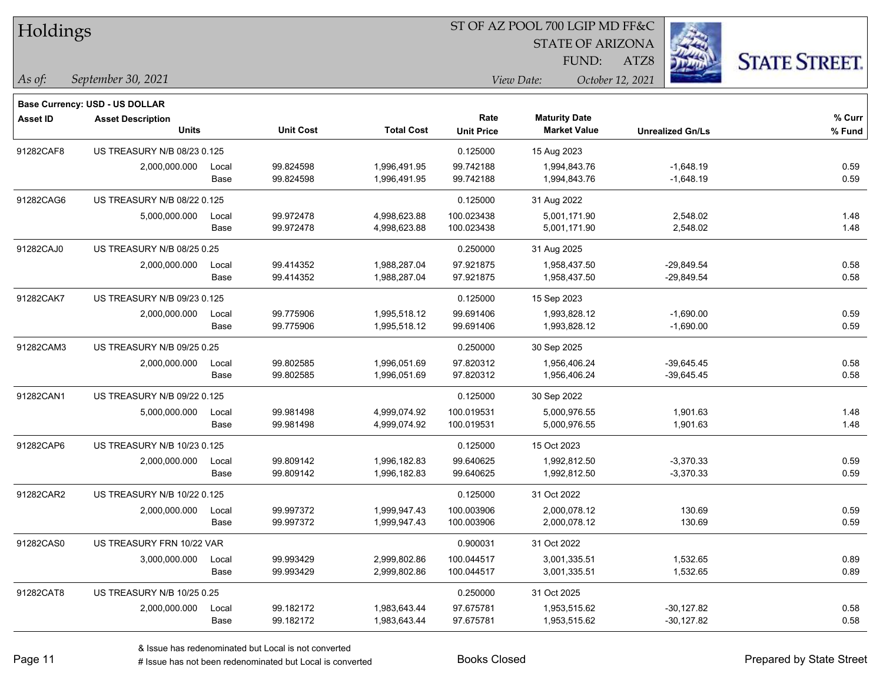# Holdings

ST OF AZ POOL 700 LGIP MD FF&C
STATE OF ARIZONA
FUND: ATZ8

*As of:* *September 30, 2021*
*View Date:* *October 12, 2021*

**Base Currency: USD - US DOLLAR**

| Asset ID | Asset Description / Units | | Unit Cost | Total Cost | Rate / Unit Price | Maturity Date / Market Value | Unrealized Gn/Ls | % Curr / % Fund |
|---|---|---|---|---|---|---|---|---|
| 91282CAF8 | US TREASURY N/B 08/23 0.125 | | | | 0.125000 | 15 Aug 2023 | | |
| | 2,000,000.000 | Local | 99.824598 | 1,996,491.95 | 99.742188 | 1,994,843.76 | -1,648.19 | 0.59 |
| | | Base | 99.824598 | 1,996,491.95 | 99.742188 | 1,994,843.76 | -1,648.19 | 0.59 |
| 91282CAG6 | US TREASURY N/B 08/22 0.125 | | | | 0.125000 | 31 Aug 2022 | | |
| | 5,000,000.000 | Local | 99.972478 | 4,998,623.88 | 100.023438 | 5,001,171.90 | 2,548.02 | 1.48 |
| | | Base | 99.972478 | 4,998,623.88 | 100.023438 | 5,001,171.90 | 2,548.02 | 1.48 |
| 91282CAJ0 | US TREASURY N/B 08/25 0.25 | | | | 0.250000 | 31 Aug 2025 | | |
| | 2,000,000.000 | Local | 99.414352 | 1,988,287.04 | 97.921875 | 1,958,437.50 | -29,849.54 | 0.58 |
| | | Base | 99.414352 | 1,988,287.04 | 97.921875 | 1,958,437.50 | -29,849.54 | 0.58 |
| 91282CAK7 | US TREASURY N/B 09/23 0.125 | | | | 0.125000 | 15 Sep 2023 | | |
| | 2,000,000.000 | Local | 99.775906 | 1,995,518.12 | 99.691406 | 1,993,828.12 | -1,690.00 | 0.59 |
| | | Base | 99.775906 | 1,995,518.12 | 99.691406 | 1,993,828.12 | -1,690.00 | 0.59 |
| 91282CAM3 | US TREASURY N/B 09/25 0.25 | | | | 0.250000 | 30 Sep 2025 | | |
| | 2,000,000.000 | Local | 99.802585 | 1,996,051.69 | 97.820312 | 1,956,406.24 | -39,645.45 | 0.58 |
| | | Base | 99.802585 | 1,996,051.69 | 97.820312 | 1,956,406.24 | -39,645.45 | 0.58 |
| 91282CAN1 | US TREASURY N/B 09/22 0.125 | | | | 0.125000 | 30 Sep 2022 | | |
| | 5,000,000.000 | Local | 99.981498 | 4,999,074.92 | 100.019531 | 5,000,976.55 | 1,901.63 | 1.48 |
| | | Base | 99.981498 | 4,999,074.92 | 100.019531 | 5,000,976.55 | 1,901.63 | 1.48 |
| 91282CAP6 | US TREASURY N/B 10/23 0.125 | | | | 0.125000 | 15 Oct 2023 | | |
| | 2,000,000.000 | Local | 99.809142 | 1,996,182.83 | 99.640625 | 1,992,812.50 | -3,370.33 | 0.59 |
| | | Base | 99.809142 | 1,996,182.83 | 99.640625 | 1,992,812.50 | -3,370.33 | 0.59 |
| 91282CAR2 | US TREASURY N/B 10/22 0.125 | | | | 0.125000 | 31 Oct 2022 | | |
| | 2,000,000.000 | Local | 99.997372 | 1,999,947.43 | 100.003906 | 2,000,078.12 | 130.69 | 0.59 |
| | | Base | 99.997372 | 1,999,947.43 | 100.003906 | 2,000,078.12 | 130.69 | 0.59 |
| 91282CAS0 | US TREASURY FRN 10/22 VAR | | | | 0.900031 | 31 Oct 2022 | | |
| | 3,000,000.000 | Local | 99.993429 | 2,999,802.86 | 100.044517 | 3,001,335.51 | 1,532.65 | 0.89 |
| | | Base | 99.993429 | 2,999,802.86 | 100.044517 | 3,001,335.51 | 1,532.65 | 0.89 |
| 91282CAT8 | US TREASURY N/B 10/25 0.25 | | | | 0.250000 | 31 Oct 2025 | | |
| | 2,000,000.000 | Local | 99.182172 | 1,983,643.44 | 97.675781 | 1,953,515.62 | -30,127.82 | 0.58 |
| | | Base | 99.182172 | 1,983,643.44 | 97.675781 | 1,953,515.62 | -30,127.82 | 0.58 |

& Issue has redenominated but Local is not converted
# Issue has not been redenominated but Local is converted

Books Closed

Prepared by State Street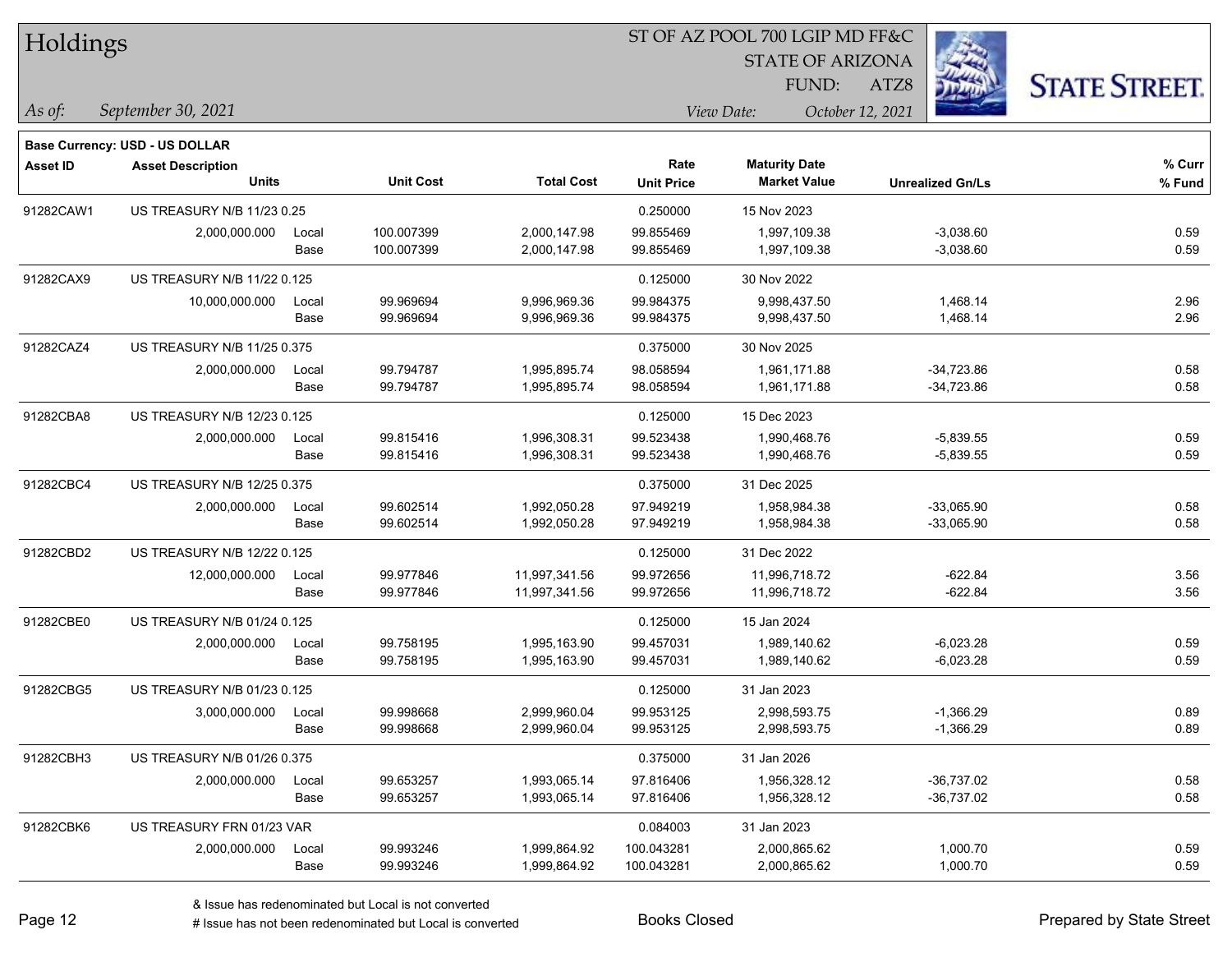# Holdings

ST OF AZ POOL 700 LGIP MD FF&C
STATE OF ARIZONA
FUND: ATZ8

*As of:* *September 30, 2021*
*View Date:* *October 12, 2021*

**STATE STREET.**

**Base Currency: USD - US DOLLAR**

| Asset ID | Asset Description / Units | | Unit Cost | Total Cost | Rate / Unit Price | Maturity Date / Market Value | Unrealized Gn/Ls | % Curr / % Fund |
|---|---|---|---|---|---|---|---|---|
| 91282CAW1 | US TREASURY N/B 11/23 0.25 | | | | 0.250000 | 15 Nov 2023 | | |
| | 2,000,000.000 | Local | 100.007399 | 2,000,147.98 | 99.855469 | 1,997,109.38 | -3,038.60 | 0.59 |
| | | Base | 100.007399 | 2,000,147.98 | 99.855469 | 1,997,109.38 | -3,038.60 | 0.59 |
| 91282CAX9 | US TREASURY N/B 11/22 0.125 | | | | 0.125000 | 30 Nov 2022 | | |
| | 10,000,000.000 | Local | 99.969694 | 9,996,969.36 | 99.984375 | 9,998,437.50 | 1,468.14 | 2.96 |
| | | Base | 99.969694 | 9,996,969.36 | 99.984375 | 9,998,437.50 | 1,468.14 | 2.96 |
| 91282CAZ4 | US TREASURY N/B 11/25 0.375 | | | | 0.375000 | 30 Nov 2025 | | |
| | 2,000,000.000 | Local | 99.794787 | 1,995,895.74 | 98.058594 | 1,961,171.88 | -34,723.86 | 0.58 |
| | | Base | 99.794787 | 1,995,895.74 | 98.058594 | 1,961,171.88 | -34,723.86 | 0.58 |
| 91282CBA8 | US TREASURY N/B 12/23 0.125 | | | | 0.125000 | 15 Dec 2023 | | |
| | 2,000,000.000 | Local | 99.815416 | 1,996,308.31 | 99.523438 | 1,990,468.76 | -5,839.55 | 0.59 |
| | | Base | 99.815416 | 1,996,308.31 | 99.523438 | 1,990,468.76 | -5,839.55 | 0.59 |
| 91282CBC4 | US TREASURY N/B 12/25 0.375 | | | | 0.375000 | 31 Dec 2025 | | |
| | 2,000,000.000 | Local | 99.602514 | 1,992,050.28 | 97.949219 | 1,958,984.38 | -33,065.90 | 0.58 |
| | | Base | 99.602514 | 1,992,050.28 | 97.949219 | 1,958,984.38 | -33,065.90 | 0.58 |
| 91282CBD2 | US TREASURY N/B 12/22 0.125 | | | | 0.125000 | 31 Dec 2022 | | |
| | 12,000,000.000 | Local | 99.977846 | 11,997,341.56 | 99.972656 | 11,996,718.72 | -622.84 | 3.56 |
| | | Base | 99.977846 | 11,997,341.56 | 99.972656 | 11,996,718.72 | -622.84 | 3.56 |
| 91282CBE0 | US TREASURY N/B 01/24 0.125 | | | | 0.125000 | 15 Jan 2024 | | |
| | 2,000,000.000 | Local | 99.758195 | 1,995,163.90 | 99.457031 | 1,989,140.62 | -6,023.28 | 0.59 |
| | | Base | 99.758195 | 1,995,163.90 | 99.457031 | 1,989,140.62 | -6,023.28 | 0.59 |
| 91282CBG5 | US TREASURY N/B 01/23 0.125 | | | | 0.125000 | 31 Jan 2023 | | |
| | 3,000,000.000 | Local | 99.998668 | 2,999,960.04 | 99.953125 | 2,998,593.75 | -1,366.29 | 0.89 |
| | | Base | 99.998668 | 2,999,960.04 | 99.953125 | 2,998,593.75 | -1,366.29 | 0.89 |
| 91282CBH3 | US TREASURY N/B 01/26 0.375 | | | | 0.375000 | 31 Jan 2026 | | |
| | 2,000,000.000 | Local | 99.653257 | 1,993,065.14 | 97.816406 | 1,956,328.12 | -36,737.02 | 0.58 |
| | | Base | 99.653257 | 1,993,065.14 | 97.816406 | 1,956,328.12 | -36,737.02 | 0.58 |
| 91282CBK6 | US TREASURY FRN 01/23 VAR | | | | 0.084003 | 31 Jan 2023 | | |
| | 2,000,000.000 | Local | 99.993246 | 1,999,864.92 | 100.043281 | 2,000,865.62 | 1,000.70 | 0.59 |
| | | Base | 99.993246 | 1,999,864.92 | 100.043281 | 2,000,865.62 | 1,000.70 | 0.59 |

& Issue has redenominated but Local is not converted
# Issue has not been redenominated but Local is converted

Books Closed

Prepared by State Street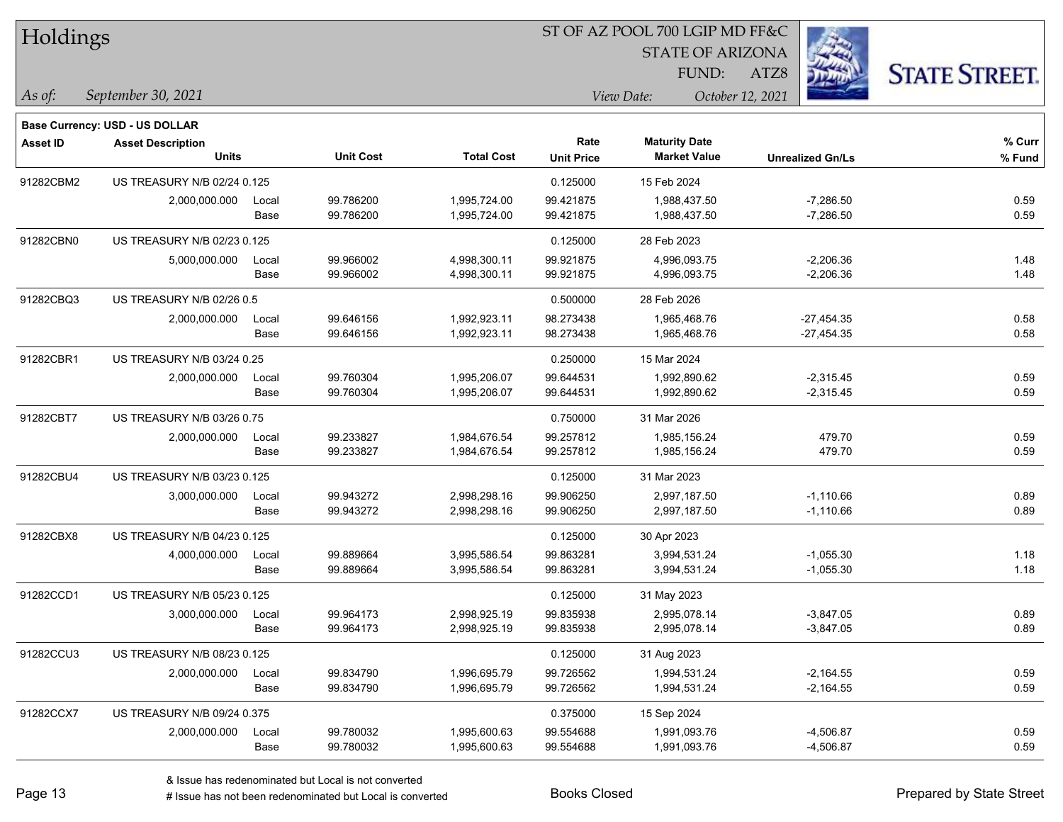# Holdings

ST OF AZ POOL 700 LGIP MD FF&C
STATE OF ARIZONA
FUND: ATZ8

*As of:* *September 30, 2021*

*View Date:* *October 12, 2021*

**Base Currency: USD - US DOLLAR**

| Asset ID | Asset Description / Units | | Unit Cost | Total Cost | Rate / Unit Price | Maturity Date / Market Value | Unrealized Gn/Ls | % Curr / % Fund |
|---|---|---|---|---|---|---|---|---|
| 91282CBM2 | US TREASURY N/B 02/24 0.125 | | | | 0.125000 | 15 Feb 2024 | | |
| | 2,000,000.000 | Local | 99.786200 | 1,995,724.00 | 99.421875 | 1,988,437.50 | -7,286.50 | 0.59 |
| | | Base | 99.786200 | 1,995,724.00 | 99.421875 | 1,988,437.50 | -7,286.50 | 0.59 |
| 91282CBN0 | US TREASURY N/B 02/23 0.125 | | | | 0.125000 | 28 Feb 2023 | | |
| | 5,000,000.000 | Local | 99.966002 | 4,998,300.11 | 99.921875 | 4,996,093.75 | -2,206.36 | 1.48 |
| | | Base | 99.966002 | 4,998,300.11 | 99.921875 | 4,996,093.75 | -2,206.36 | 1.48 |
| 91282CBQ3 | US TREASURY N/B 02/26 0.5 | | | | 0.500000 | 28 Feb 2026 | | |
| | 2,000,000.000 | Local | 99.646156 | 1,992,923.11 | 98.273438 | 1,965,468.76 | -27,454.35 | 0.58 |
| | | Base | 99.646156 | 1,992,923.11 | 98.273438 | 1,965,468.76 | -27,454.35 | 0.58 |
| 91282CBR1 | US TREASURY N/B 03/24 0.25 | | | | 0.250000 | 15 Mar 2024 | | |
| | 2,000,000.000 | Local | 99.760304 | 1,995,206.07 | 99.644531 | 1,992,890.62 | -2,315.45 | 0.59 |
| | | Base | 99.760304 | 1,995,206.07 | 99.644531 | 1,992,890.62 | -2,315.45 | 0.59 |
| 91282CBT7 | US TREASURY N/B 03/26 0.75 | | | | 0.750000 | 31 Mar 2026 | | |
| | 2,000,000.000 | Local | 99.233827 | 1,984,676.54 | 99.257812 | 1,985,156.24 | 479.70 | 0.59 |
| | | Base | 99.233827 | 1,984,676.54 | 99.257812 | 1,985,156.24 | 479.70 | 0.59 |
| 91282CBU4 | US TREASURY N/B 03/23 0.125 | | | | 0.125000 | 31 Mar 2023 | | |
| | 3,000,000.000 | Local | 99.943272 | 2,998,298.16 | 99.906250 | 2,997,187.50 | -1,110.66 | 0.89 |
| | | Base | 99.943272 | 2,998,298.16 | 99.906250 | 2,997,187.50 | -1,110.66 | 0.89 |
| 91282CBX8 | US TREASURY N/B 04/23 0.125 | | | | 0.125000 | 30 Apr 2023 | | |
| | 4,000,000.000 | Local | 99.889664 | 3,995,586.54 | 99.863281 | 3,994,531.24 | -1,055.30 | 1.18 |
| | | Base | 99.889664 | 3,995,586.54 | 99.863281 | 3,994,531.24 | -1,055.30 | 1.18 |
| 91282CCD1 | US TREASURY N/B 05/23 0.125 | | | | 0.125000 | 31 May 2023 | | |
| | 3,000,000.000 | Local | 99.964173 | 2,998,925.19 | 99.835938 | 2,995,078.14 | -3,847.05 | 0.89 |
| | | Base | 99.964173 | 2,998,925.19 | 99.835938 | 2,995,078.14 | -3,847.05 | 0.89 |
| 91282CCU3 | US TREASURY N/B 08/23 0.125 | | | | 0.125000 | 31 Aug 2023 | | |
| | 2,000,000.000 | Local | 99.834790 | 1,996,695.79 | 99.726562 | 1,994,531.24 | -2,164.55 | 0.59 |
| | | Base | 99.834790 | 1,996,695.79 | 99.726562 | 1,994,531.24 | -2,164.55 | 0.59 |
| 91282CCX7 | US TREASURY N/B 09/24 0.375 | | | | 0.375000 | 15 Sep 2024 | | |
| | 2,000,000.000 | Local | 99.780032 | 1,995,600.63 | 99.554688 | 1,991,093.76 | -4,506.87 | 0.59 |
| | | Base | 99.780032 | 1,995,600.63 | 99.554688 | 1,991,093.76 | -4,506.87 | 0.59 |

& Issue has redenominated but Local is not converted
# Issue has not been redenominated but Local is converted

Books Closed

Prepared by State Street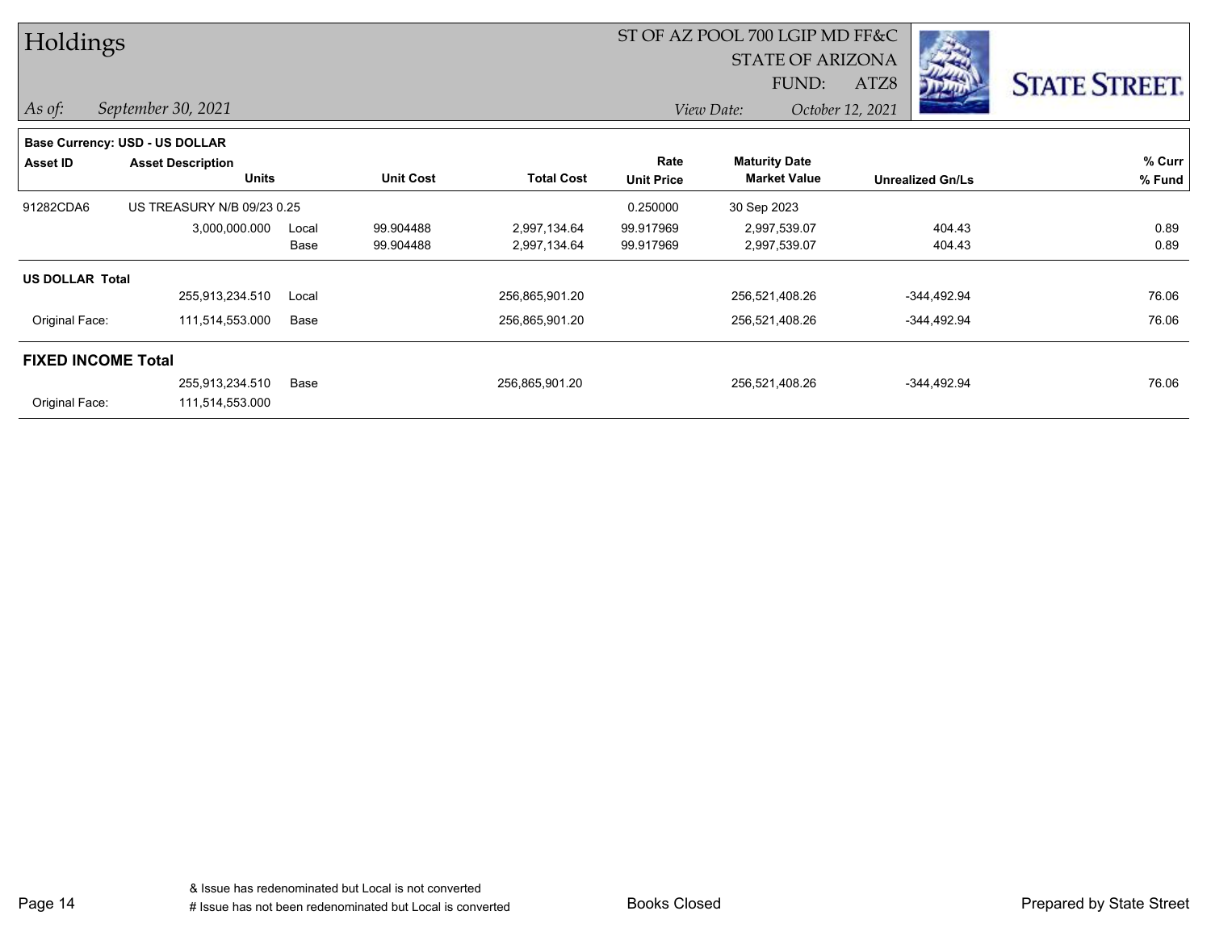# Holdings

ST OF AZ POOL 700 LGIP MD FF&C
STATE OF ARIZONA
FUND: ATZ8

*As of:* *September 30, 2021*
*View Date:* *October 12, 2021*

**Base Currency: USD - US DOLLAR**

| Asset ID | Asset Description / Units | | Unit Cost | Total Cost | Rate / Unit Price | Maturity Date / Market Value | Unrealized Gn/Ls | % Curr / % Fund |
|---|---|---|---|---|---|---|---|---|
| 91282CDA6 | US TREASURY N/B 09/23 0.25 | | | | 0.250000 | 30 Sep 2023 | | |
| | 3,000,000.000 | Local | 99.904488 | 2,997,134.64 | 99.917969 | 2,997,539.07 | 404.43 | 0.89 |
| | | Base | 99.904488 | 2,997,134.64 | 99.917969 | 2,997,539.07 | 404.43 | 0.89 |
| **US DOLLAR Total** | | | | | | | | |
| | 255,913,234.510 | Local | | 256,865,901.20 | | 256,521,408.26 | -344,492.94 | 76.06 |
| Original Face: | 111,514,553.000 | Base | | 256,865,901.20 | | 256,521,408.26 | -344,492.94 | 76.06 |
| **FIXED INCOME Total** | | | | | | | | |
| | 255,913,234.510 | Base | | 256,865,901.20 | | 256,521,408.26 | -344,492.94 | 76.06 |
| Original Face: | 111,514,553.000 | | | | | | | |

& Issue has redenominated but Local is not converted
# Issue has not been redenominated but Local is converted

Books Closed

Prepared by State Street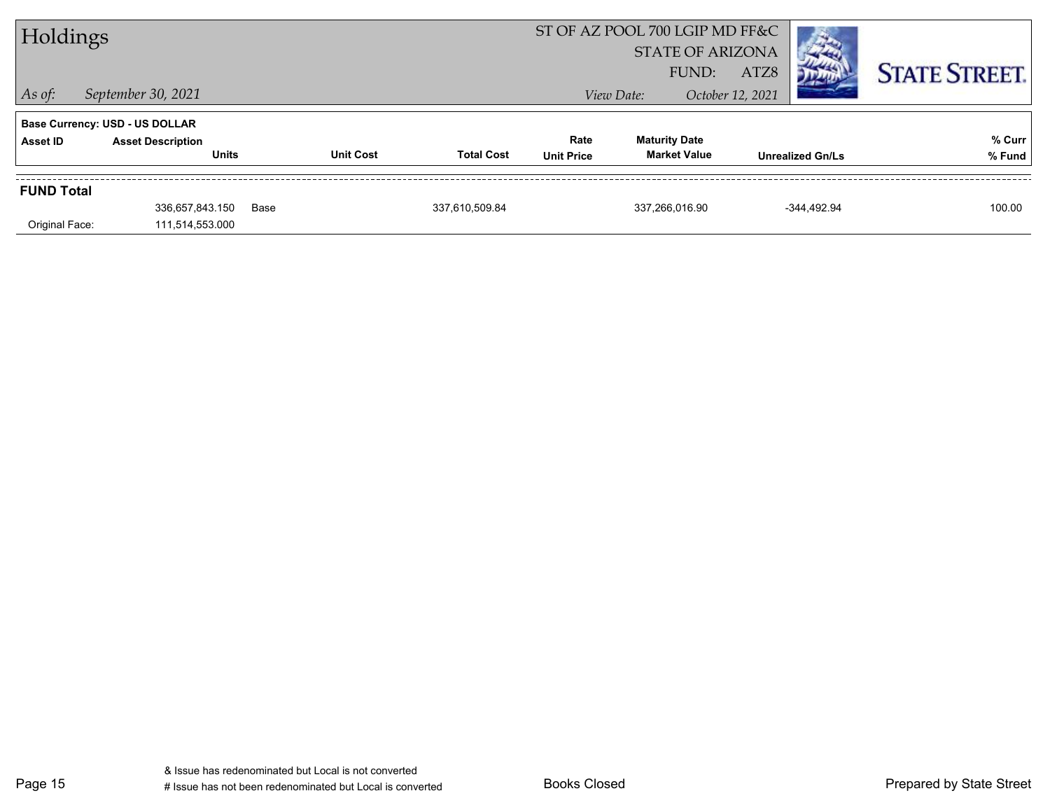# Holdings

ST OF AZ POOL 700 LGIP MD FF&C
STATE OF ARIZONA
FUND: ATZ8

*As of:* *September 30, 2021*

*View Date:* *October 12, 2021*

STATE STREET.

**Base Currency: USD - US DOLLAR**

| Asset ID | Asset Description / Units | Unit Cost | Total Cost | Rate / Unit Price | Maturity Date / Market Value | Unrealized Gn/Ls | % Curr / % Fund |
|---|---|---|---|---|---|---|---|
| **FUND Total** | | | | | | | |
| | 336,657,843.150 | Base | 337,610,509.84 | | 337,266,016.90 | -344,492.94 | 100.00 |
| Original Face: | 111,514,553.000 | | | | | | |

& Issue has redenominated but Local is not converted
# Issue has not been redenominated but Local is converted

Books Closed

Prepared by State Street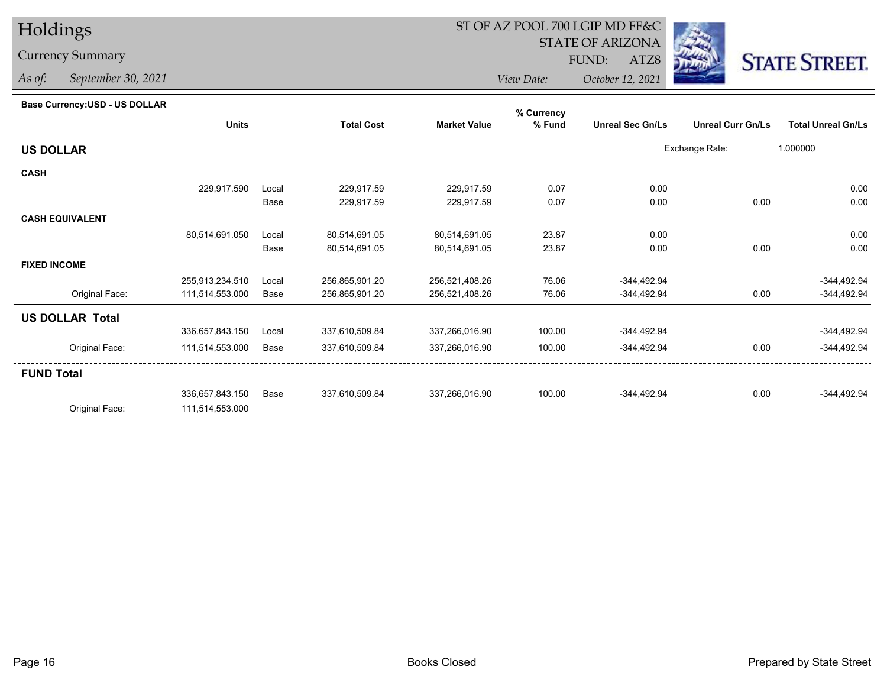# Holdings

## Currency Summary

*As of:* September 30, 2021

ST OF AZ POOL 700 LGIP MD FF&C
STATE OF ARIZONA
FUND: ATZ8

*View Date:* October 12, 2021

STATE STREET.

**Base Currency:USD - US DOLLAR**

| | Units | | Total Cost | Market Value | % Currency % Fund | Unreal Sec Gn/Ls | Unreal Curr Gn/Ls | Total Unreal Gn/Ls |
|---|---|---|---|---|---|---|---|---|
| **US DOLLAR** | | | | | | Exchange Rate: | 1.000000 | |
| **CASH** | | | | | | | | |
| | 229,917.590 | Local | 229,917.59 | 229,917.59 | 0.07 | 0.00 | | 0.00 |
| | | Base | 229,917.59 | 229,917.59 | 0.07 | 0.00 | 0.00 | 0.00 |
| **CASH EQUIVALENT** | | | | | | | | |
| | 80,514,691.050 | Local | 80,514,691.05 | 80,514,691.05 | 23.87 | 0.00 | | 0.00 |
| | | Base | 80,514,691.05 | 80,514,691.05 | 23.87 | 0.00 | 0.00 | 0.00 |
| **FIXED INCOME** | | | | | | | | |
| | 255,913,234.510 | Local | 256,865,901.20 | 256,521,408.26 | 76.06 | -344,492.94 | | -344,492.94 |
| Original Face: | 111,514,553.000 | Base | 256,865,901.20 | 256,521,408.26 | 76.06 | -344,492.94 | 0.00 | -344,492.94 |
| **US DOLLAR Total** | | | | | | | | |
| | 336,657,843.150 | Local | 337,610,509.84 | 337,266,016.90 | 100.00 | -344,492.94 | | -344,492.94 |
| Original Face: | 111,514,553.000 | Base | 337,610,509.84 | 337,266,016.90 | 100.00 | -344,492.94 | 0.00 | -344,492.94 |
| **FUND Total** | | | | | | | | |
| | 336,657,843.150 | Base | 337,610,509.84 | 337,266,016.90 | 100.00 | -344,492.94 | 0.00 | -344,492.94 |
| Original Face: | 111,514,553.000 | | | | | | | |

Books Closed

Prepared by State Street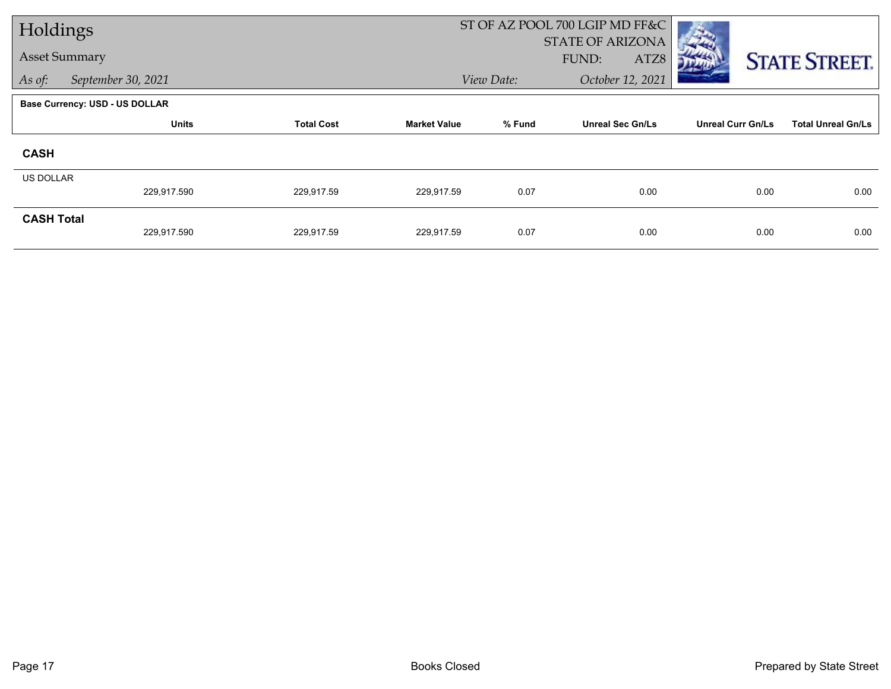# Holdings

Asset Summary

*As of:* September 30, 2021

ST OF AZ POOL 700 LGIP MD FF&C
STATE OF ARIZONA
FUND: ATZ8

*View Date:* October 12, 2021

**Base Currency: USD - US DOLLAR**

| | Units | Total Cost | Market Value | % Fund | Unreal Sec Gn/Ls | Unreal Curr Gn/Ls | Total Unreal Gn/Ls |
|---|---|---|---|---|---|---|---|
| **CASH** | | | | | | | |
| US DOLLAR | 229,917.590 | 229,917.59 | 229,917.59 | 0.07 | 0.00 | 0.00 | 0.00 |
| **CASH Total** | 229,917.590 | 229,917.59 | 229,917.59 | 0.07 | 0.00 | 0.00 | 0.00 |

Books Closed

Prepared by State Street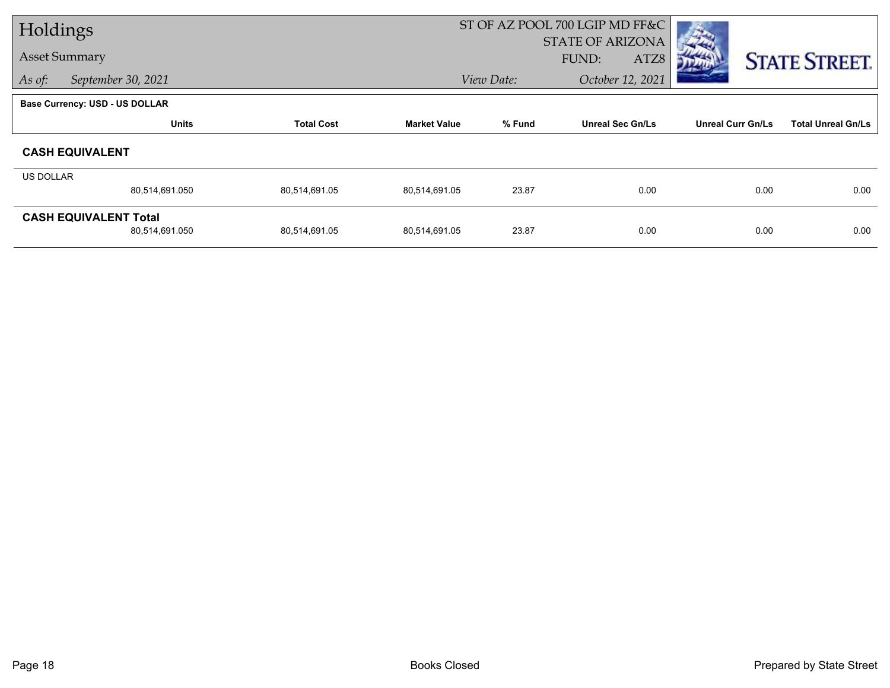# Holdings

## Asset Summary

*As of:* September 30, 2021

ST OF AZ POOL 700 LGIP MD FF&C
STATE OF ARIZONA
FUND: ATZ8

*View Date:* October 12, 2021

**Base Currency: USD - US DOLLAR**

| | Units | Total Cost | Market Value | % Fund | Unreal Sec Gn/Ls | Unreal Curr Gn/Ls | Total Unreal Gn/Ls |
|---|---|---|---|---|---|---|---|
| **CASH EQUIVALENT** | | | | | | | |
| US DOLLAR | 80,514,691.050 | 80,514,691.05 | 80,514,691.05 | 23.87 | 0.00 | 0.00 | 0.00 |
| **CASH EQUIVALENT Total** | 80,514,691.050 | 80,514,691.05 | 80,514,691.05 | 23.87 | 0.00 | 0.00 | 0.00 |

Books Closed

Prepared by State Street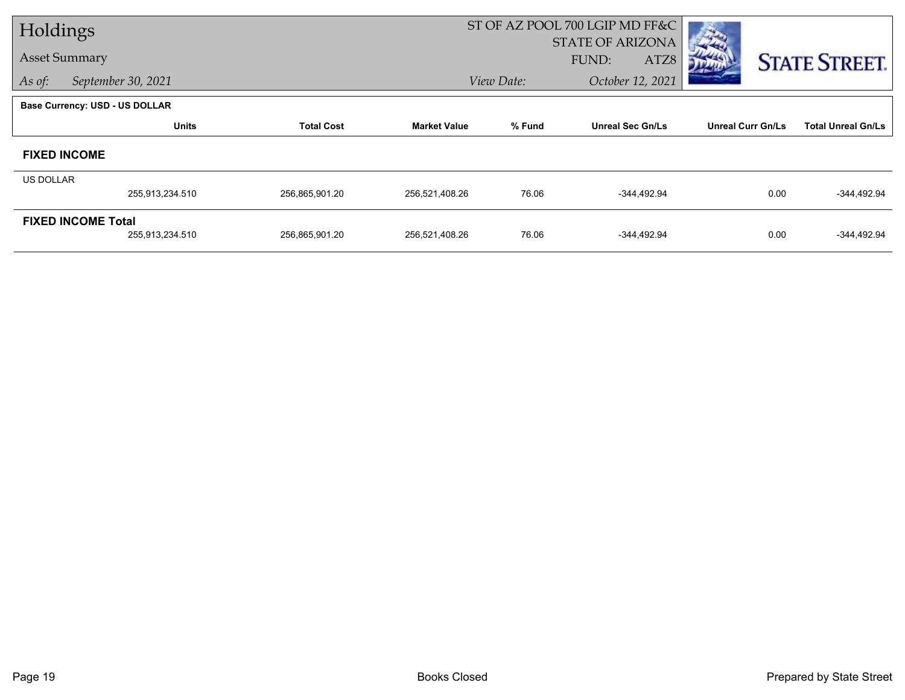# Holdings

## Asset Summary

*As of:* *September 30, 2021*

ST OF AZ POOL 700 LGIP MD FF&C
STATE OF ARIZONA
FUND: ATZ8
*View Date:* *October 12, 2021*

**Base Currency: USD - US DOLLAR**

| | Units | Total Cost | Market Value | % Fund | Unreal Sec Gn/Ls | Unreal Curr Gn/Ls | Total Unreal Gn/Ls |
|---|---|---|---|---|---|---|---|
| **FIXED INCOME** | | | | | | | |
| US DOLLAR | 255,913,234.510 | 256,865,901.20 | 256,521,408.26 | 76.06 | -344,492.94 | 0.00 | -344,492.94 |
| **FIXED INCOME Total** | 255,913,234.510 | 256,865,901.20 | 256,521,408.26 | 76.06 | -344,492.94 | 0.00 | -344,492.94 |

Books Closed

Prepared by State Street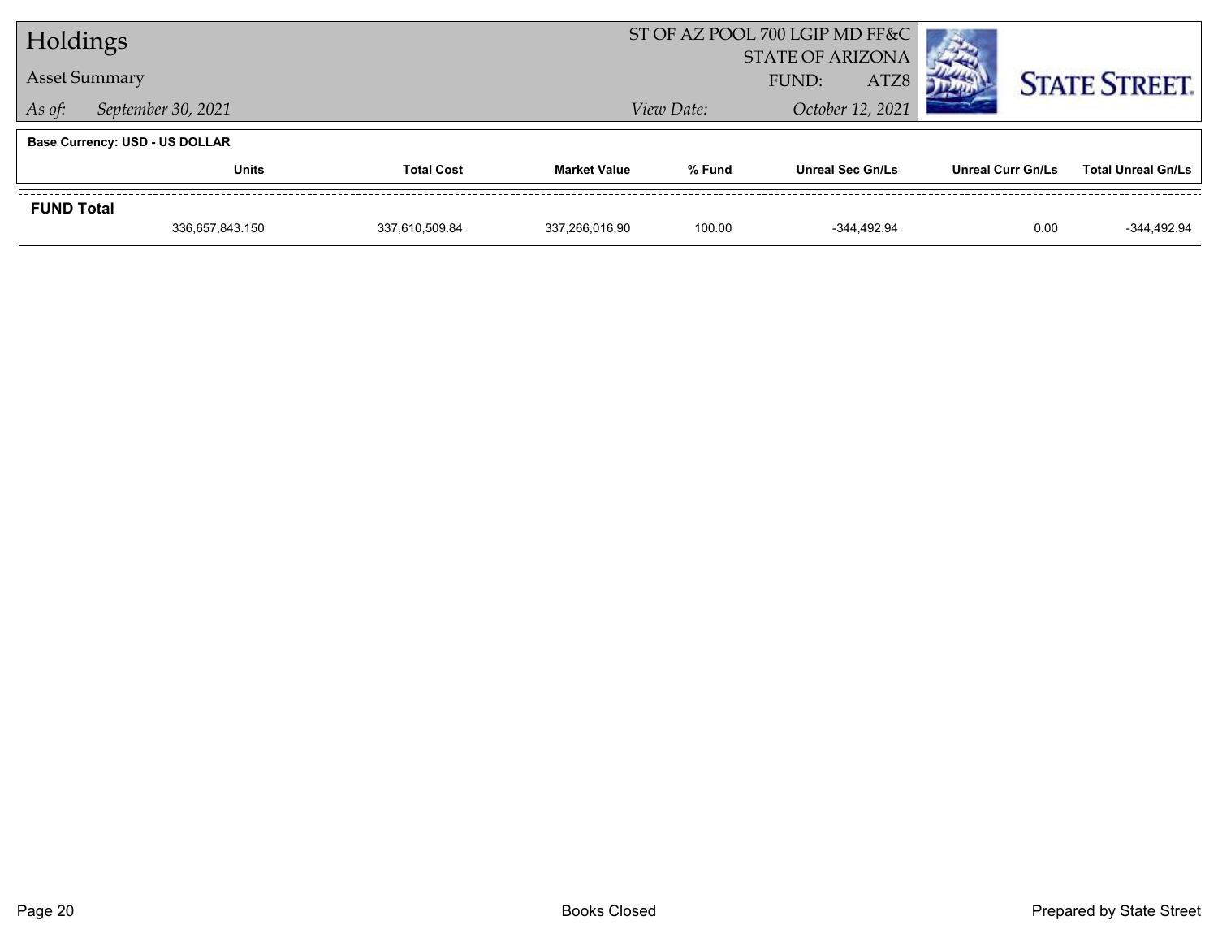# Holdings

## Asset Summary

*As of:* *September 30, 2021*

ST OF AZ POOL 700 LGIP MD FF&C
STATE OF ARIZONA
FUND: ATZ8

*View Date:* *October 12, 2021*

**Base Currency: USD - US DOLLAR**

| | Units | Total Cost | Market Value | % Fund | Unreal Sec Gn/Ls | Unreal Curr Gn/Ls | Total Unreal Gn/Ls |
|---|---|---|---|---|---|---|---|
| **FUND Total** | | | | | | | |
| | 336,657,843.150 | 337,610,509.84 | 337,266,016.90 | 100.00 | -344,492.94 | 0.00 | -344,492.94 |

Books Closed

Prepared by State Street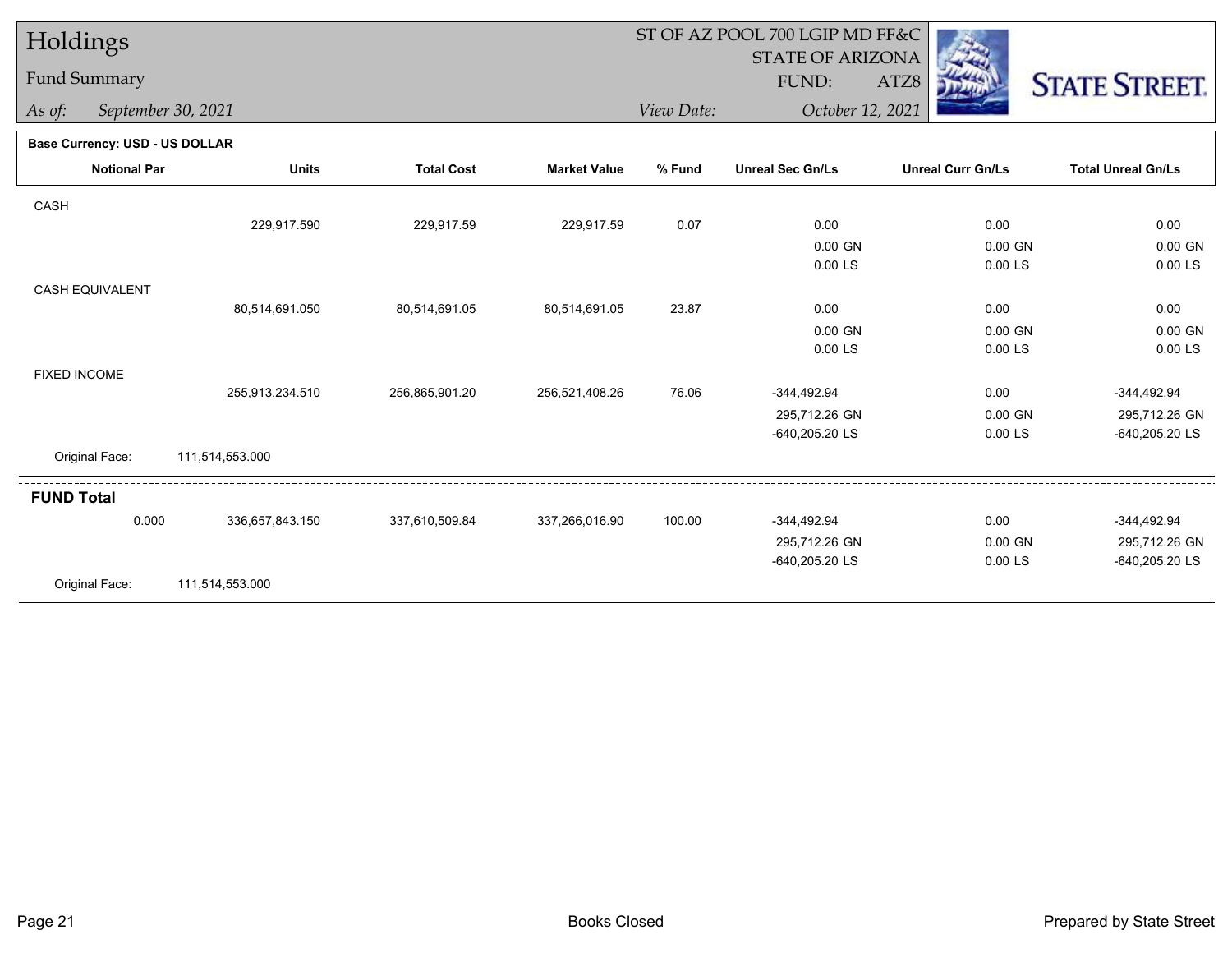# Holdings

Fund Summary

*As of:* *September 30, 2021*

ST OF AZ POOL 700 LGIP MD FF&C
STATE OF ARIZONA
FUND: ATZ8

*View Date:* *October 12, 2021*

**Base Currency: USD - US DOLLAR**

| Notional Par | Units | Total Cost | Market Value | % Fund | Unreal Sec Gn/Ls | Unreal Curr Gn/Ls | Total Unreal Gn/Ls |
|---|---|---|---|---|---|---|---|
| CASH | | | | | | | |
| | 229,917.590 | 229,917.59 | 229,917.59 | 0.07 | 0.00 | 0.00 | 0.00 |
| | | | | | 0.00 GN | 0.00 GN | 0.00 GN |
| | | | | | 0.00 LS | 0.00 LS | 0.00 LS |
| CASH EQUIVALENT | | | | | | | |
| | 80,514,691.050 | 80,514,691.05 | 80,514,691.05 | 23.87 | 0.00 | 0.00 | 0.00 |
| | | | | | 0.00 GN | 0.00 GN | 0.00 GN |
| | | | | | 0.00 LS | 0.00 LS | 0.00 LS |
| FIXED INCOME | | | | | | | |
| | 255,913,234.510 | 256,865,901.20 | 256,521,408.26 | 76.06 | -344,492.94 | 0.00 | -344,492.94 |
| | | | | | 295,712.26 GN | 0.00 GN | 295,712.26 GN |
| | | | | | -640,205.20 LS | 0.00 LS | -640,205.20 LS |
| Original Face: | 111,514,553.000 | | | | | | |
| **FUND Total** | | | | | | | |
| 0.000 | 336,657,843.150 | 337,610,509.84 | 337,266,016.90 | 100.00 | -344,492.94 | 0.00 | -344,492.94 |
| | | | | | 295,712.26 GN | 0.00 GN | 295,712.26 GN |
| | | | | | -640,205.20 LS | 0.00 LS | -640,205.20 LS |
| Original Face: | 111,514,553.000 | | | | | | |

Books Closed

Prepared by State Street